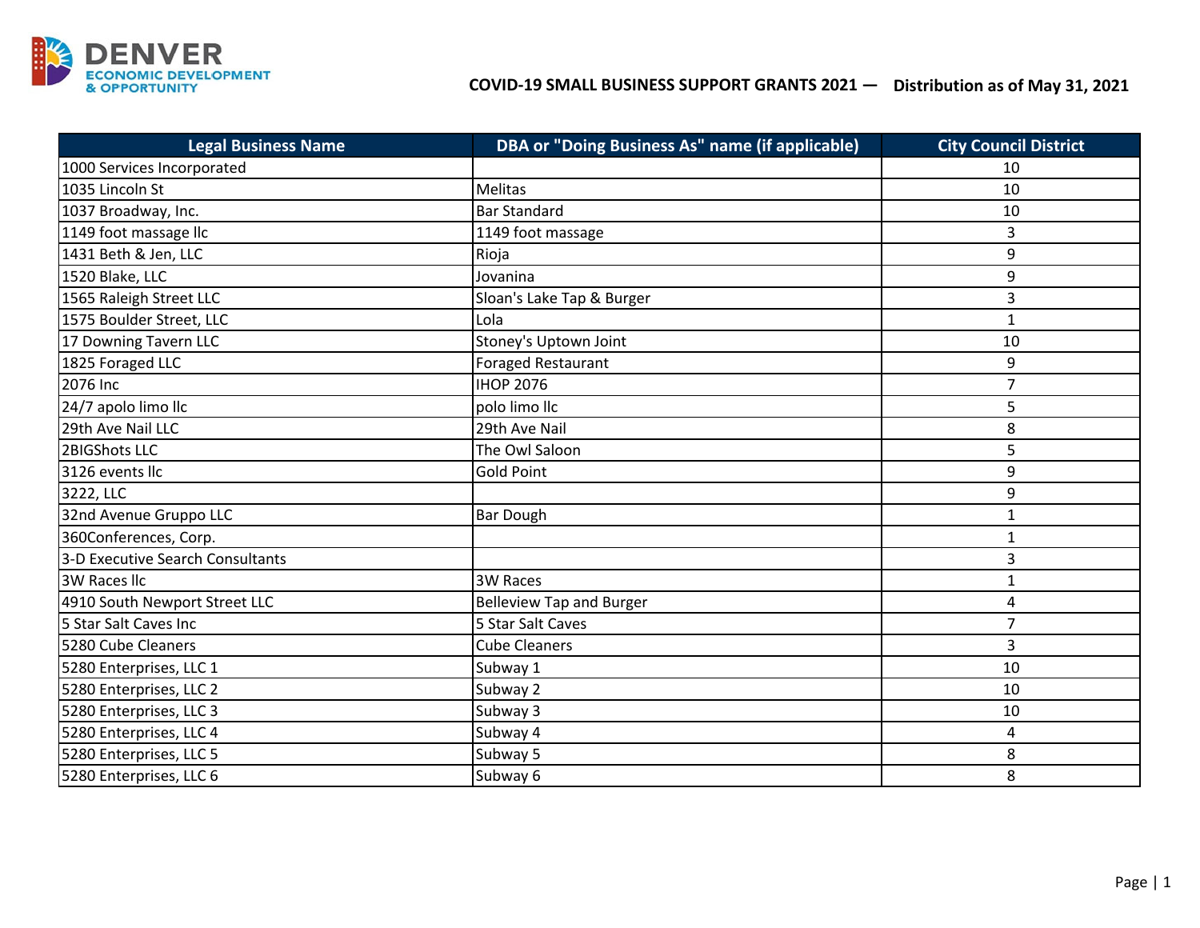DENVER
ECONOMIC DEVELOPMENT
& OPPORTUNITY

# COVID-19 SMALL BUSINESS SUPPORT GRANTS 2021 — Distribution as of May 31, 2021

| Legal Business Name | DBA or "Doing Business As" name (if applicable) | City Council District |
|---|---|---|
| 1000 Services Incorporated | | 10 |
| 1035 Lincoln St | Melitas | 10 |
| 1037 Broadway, Inc. | Bar Standard | 10 |
| 1149 foot massage llc | 1149 foot massage | 3 |
| 1431 Beth & Jen, LLC | Rioja | 9 |
| 1520 Blake, LLC | Jovanina | 9 |
| 1565 Raleigh Street LLC | Sloan's Lake Tap & Burger | 3 |
| 1575 Boulder Street, LLC | Lola | 1 |
| 17 Downing Tavern LLC | Stoney's Uptown Joint | 10 |
| 1825 Foraged LLC | Foraged Restaurant | 9 |
| 2076 Inc | IHOP 2076 | 7 |
| 24/7 apolo limo llc | polo limo llc | 5 |
| 29th Ave Nail LLC | 29th Ave Nail | 8 |
| 2BIGShots LLC | The Owl Saloon | 5 |
| 3126 events llc | Gold Point | 9 |
| 3222, LLC | | 9 |
| 32nd Avenue Gruppo LLC | Bar Dough | 1 |
| 360Conferences, Corp. | | 1 |
| 3-D Executive Search Consultants | | 3 |
| 3W Races llc | 3W Races | 1 |
| 4910 South Newport Street LLC | Belleview Tap and Burger | 4 |
| 5 Star Salt Caves Inc | 5 Star Salt Caves | 7 |
| 5280 Cube Cleaners | Cube Cleaners | 3 |
| 5280 Enterprises, LLC 1 | Subway 1 | 10 |
| 5280 Enterprises, LLC 2 | Subway 2 | 10 |
| 5280 Enterprises, LLC 3 | Subway 3 | 10 |
| 5280 Enterprises, LLC 4 | Subway 4 | 4 |
| 5280 Enterprises, LLC 5 | Subway 5 | 8 |
| 5280 Enterprises, LLC 6 | Subway 6 | 8 |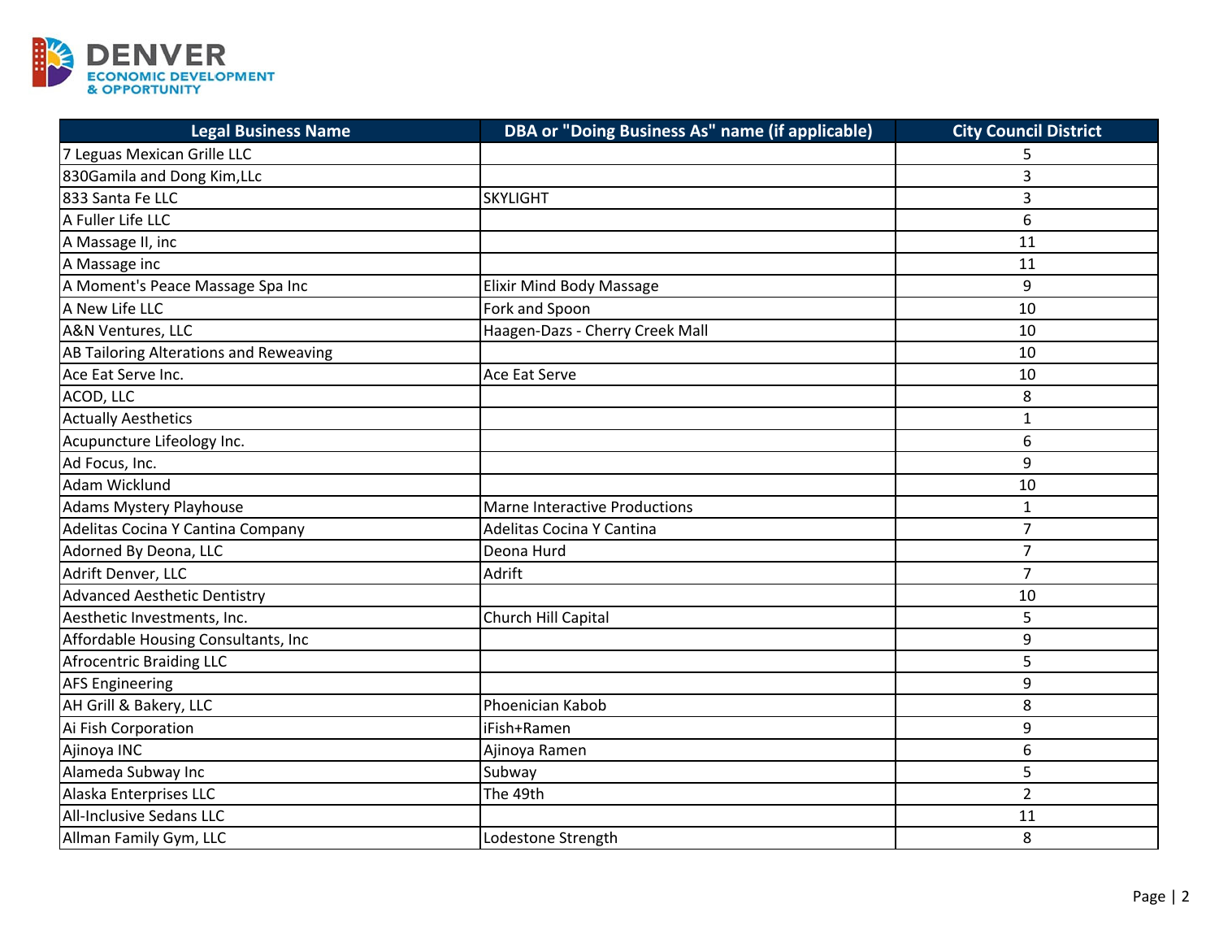| Legal Business Name | DBA or "Doing Business As" name (if applicable) | City Council District |
|---|---|---|
| 7 Leguas Mexican Grille LLC | | 5 |
| 830Gamila and Dong Kim,LLc | | 3 |
| 833 Santa Fe LLC | SKYLIGHT | 3 |
| A Fuller Life LLC | | 6 |
| A Massage II, inc | | 11 |
| A Massage inc | | 11 |
| A Moment's Peace Massage Spa Inc | Elixir Mind Body Massage | 9 |
| A New Life LLC | Fork and Spoon | 10 |
| A&N Ventures, LLC | Haagen-Dazs - Cherry Creek Mall | 10 |
| AB Tailoring Alterations and Reweaving | | 10 |
| Ace Eat Serve Inc. | Ace Eat Serve | 10 |
| ACOD, LLC | | 8 |
| Actually Aesthetics | | 1 |
| Acupuncture Lifeology Inc. | | 6 |
| Ad Focus, Inc. | | 9 |
| Adam Wicklund | | 10 |
| Adams Mystery Playhouse | Marne Interactive Productions | 1 |
| Adelitas Cocina Y Cantina Company | Adelitas Cocina Y Cantina | 7 |
| Adorned By Deona, LLC | Deona Hurd | 7 |
| Adrift Denver, LLC | Adrift | 7 |
| Advanced Aesthetic Dentistry | | 10 |
| Aesthetic Investments, Inc. | Church Hill Capital | 5 |
| Affordable Housing Consultants, Inc | | 9 |
| Afrocentric Braiding LLC | | 5 |
| AFS Engineering | | 9 |
| AH Grill & Bakery, LLC | Phoenician Kabob | 8 |
| Ai Fish Corporation | iFish+Ramen | 9 |
| Ajinoya INC | Ajinoya Ramen | 6 |
| Alameda Subway Inc | Subway | 5 |
| Alaska Enterprises LLC | The 49th | 2 |
| All-Inclusive Sedans LLC | | 11 |
| Allman Family Gym, LLC | Lodestone Strength | 8 |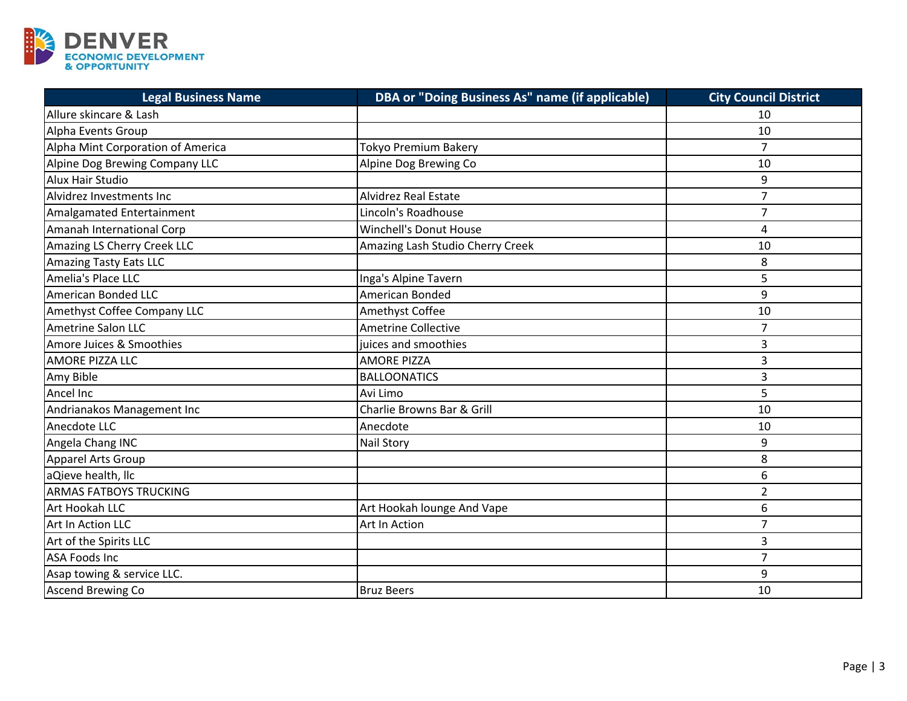| Legal Business Name | DBA or "Doing Business As" name (if applicable) | City Council District |
|---|---|---|
| Allure skincare & Lash | | 10 |
| Alpha Events Group | | 10 |
| Alpha Mint Corporation of America | Tokyo Premium Bakery | 7 |
| Alpine Dog Brewing Company LLC | Alpine Dog Brewing Co | 10 |
| Alux Hair Studio | | 9 |
| Alvidrez Investments Inc | Alvidrez Real Estate | 7 |
| Amalgamated Entertainment | Lincoln's Roadhouse | 7 |
| Amanah International Corp | Winchell's Donut House | 4 |
| Amazing LS Cherry Creek LLC | Amazing Lash Studio Cherry Creek | 10 |
| Amazing Tasty Eats LLC | | 8 |
| Amelia's Place LLC | Inga's Alpine Tavern | 5 |
| American Bonded LLC | American Bonded | 9 |
| Amethyst Coffee Company LLC | Amethyst Coffee | 10 |
| Ametrine Salon LLC | Ametrine Collective | 7 |
| Amore Juices & Smoothies | juices and smoothies | 3 |
| AMORE PIZZA LLC | AMORE PIZZA | 3 |
| Amy Bible | BALLOONATICS | 3 |
| Ancel Inc | Avi Limo | 5 |
| Andrianakos Management Inc | Charlie Browns Bar & Grill | 10 |
| Anecdote LLC | Anecdote | 10 |
| Angela Chang INC | Nail Story | 9 |
| Apparel Arts Group | | 8 |
| aQieve health, llc | | 6 |
| ARMAS FATBOYS TRUCKING | | 2 |
| Art Hookah LLC | Art Hookah lounge And Vape | 6 |
| Art In Action LLC | Art In Action | 7 |
| Art of the Spirits LLC | | 3 |
| ASA Foods Inc | | 7 |
| Asap towing & service LLC. | | 9 |
| Ascend Brewing Co | Bruz Beers | 10 |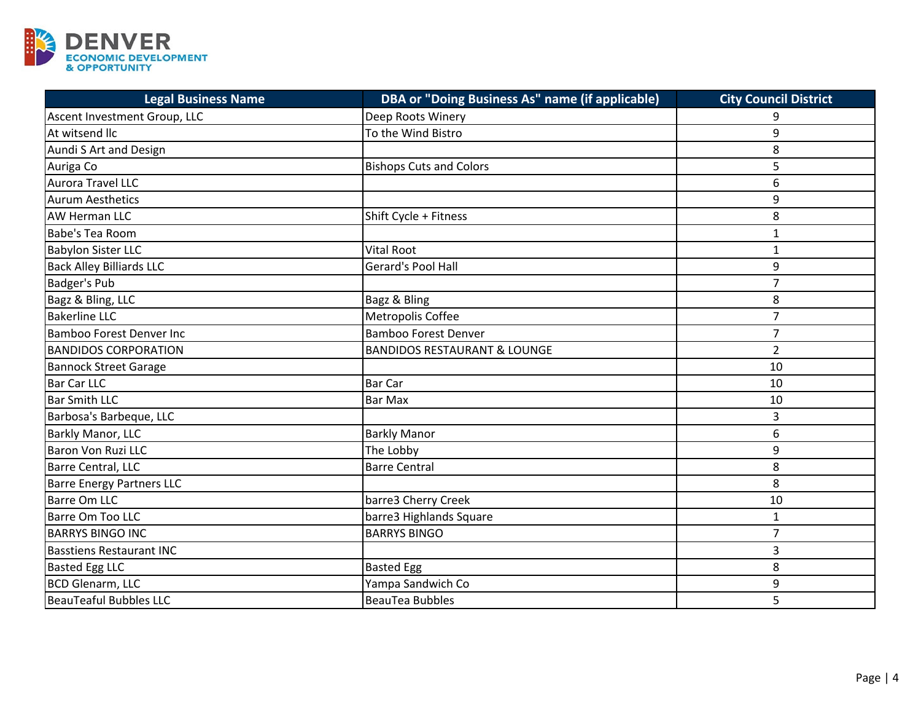| Legal Business Name | DBA or "Doing Business As" name (if applicable) | City Council District |
|---|---|---|
| Ascent Investment Group, LLC | Deep Roots Winery | 9 |
| At witsend llc | To the Wind Bistro | 9 |
| Aundi S Art and Design | | 8 |
| Auriga Co | Bishops Cuts and Colors | 5 |
| Aurora Travel LLC | | 6 |
| Aurum Aesthetics | | 9 |
| AW Herman LLC | Shift Cycle + Fitness | 8 |
| Babe's Tea Room | | 1 |
| Babylon Sister LLC | Vital Root | 1 |
| Back Alley Billiards LLC | Gerard's Pool Hall | 9 |
| Badger's Pub | | 7 |
| Bagz & Bling, LLC | Bagz & Bling | 8 |
| Bakerline LLC | Metropolis Coffee | 7 |
| Bamboo Forest Denver Inc | Bamboo Forest Denver | 7 |
| BANDIDOS CORPORATION | BANDIDOS RESTAURANT & LOUNGE | 2 |
| Bannock Street Garage | | 10 |
| Bar Car LLC | Bar Car | 10 |
| Bar Smith LLC | Bar Max | 10 |
| Barbosa's Barbeque, LLC | | 3 |
| Barkly Manor, LLC | Barkly Manor | 6 |
| Baron Von Ruzi LLC | The Lobby | 9 |
| Barre Central, LLC | Barre Central | 8 |
| Barre Energy Partners LLC | | 8 |
| Barre Om LLC | barre3 Cherry Creek | 10 |
| Barre Om Too LLC | barre3 Highlands Square | 1 |
| BARRYS BINGO INC | BARRYS BINGO | 7 |
| Basstiens Restaurant INC | | 3 |
| Basted Egg LLC | Basted Egg | 8 |
| BCD Glenarm, LLC | Yampa Sandwich Co | 9 |
| BeauTeaful Bubbles LLC | BeauTea Bubbles | 5 |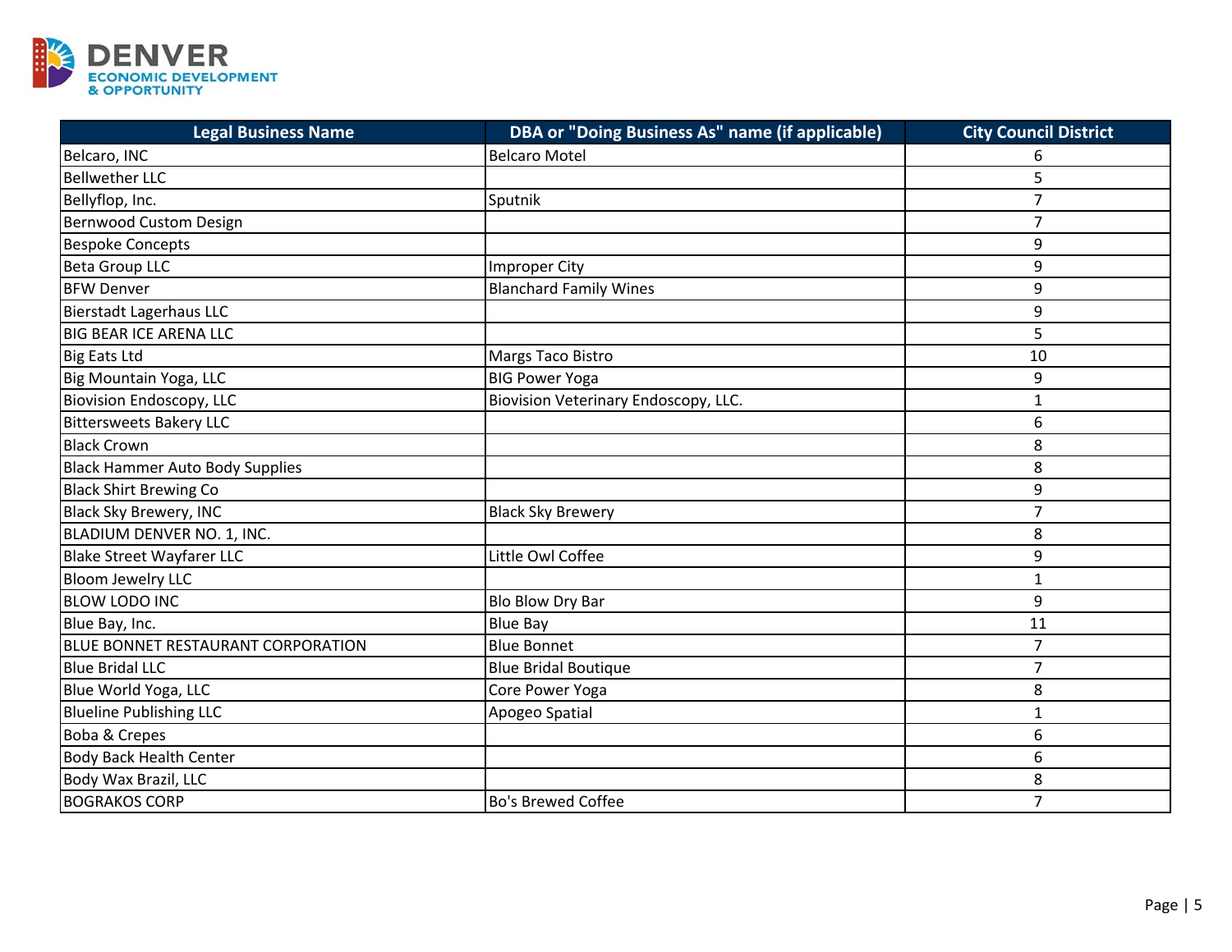| Legal Business Name | DBA or "Doing Business As" name (if applicable) | City Council District |
|---|---|---|
| Belcaro, INC | Belcaro Motel | 6 |
| Bellwether LLC | | 5 |
| Bellyflop, Inc. | Sputnik | 7 |
| Bernwood Custom Design | | 7 |
| Bespoke Concepts | | 9 |
| Beta Group LLC | Improper City | 9 |
| BFW Denver | Blanchard Family Wines | 9 |
| Bierstadt Lagerhaus LLC | | 9 |
| BIG BEAR ICE ARENA LLC | | 5 |
| Big Eats Ltd | Margs Taco Bistro | 10 |
| Big Mountain Yoga, LLC | BIG Power Yoga | 9 |
| Biovision Endoscopy, LLC | Biovision Veterinary Endoscopy, LLC. | 1 |
| Bittersweets Bakery LLC | | 6 |
| Black Crown | | 8 |
| Black Hammer Auto Body Supplies | | 8 |
| Black Shirt Brewing Co | | 9 |
| Black Sky Brewery, INC | Black Sky Brewery | 7 |
| BLADIUM DENVER NO. 1, INC. | | 8 |
| Blake Street Wayfarer LLC | Little Owl Coffee | 9 |
| Bloom Jewelry LLC | | 1 |
| BLOW LODO INC | Blo Blow Dry Bar | 9 |
| Blue Bay, Inc. | Blue Bay | 11 |
| BLUE BONNET RESTAURANT CORPORATION | Blue Bonnet | 7 |
| Blue Bridal LLC | Blue Bridal Boutique | 7 |
| Blue World Yoga, LLC | Core Power Yoga | 8 |
| Blueline Publishing LLC | Apogeo Spatial | 1 |
| Boba & Crepes | | 6 |
| Body Back Health Center | | 6 |
| Body Wax Brazil, LLC | | 8 |
| BOGRAKOS CORP | Bo's Brewed Coffee | 7 |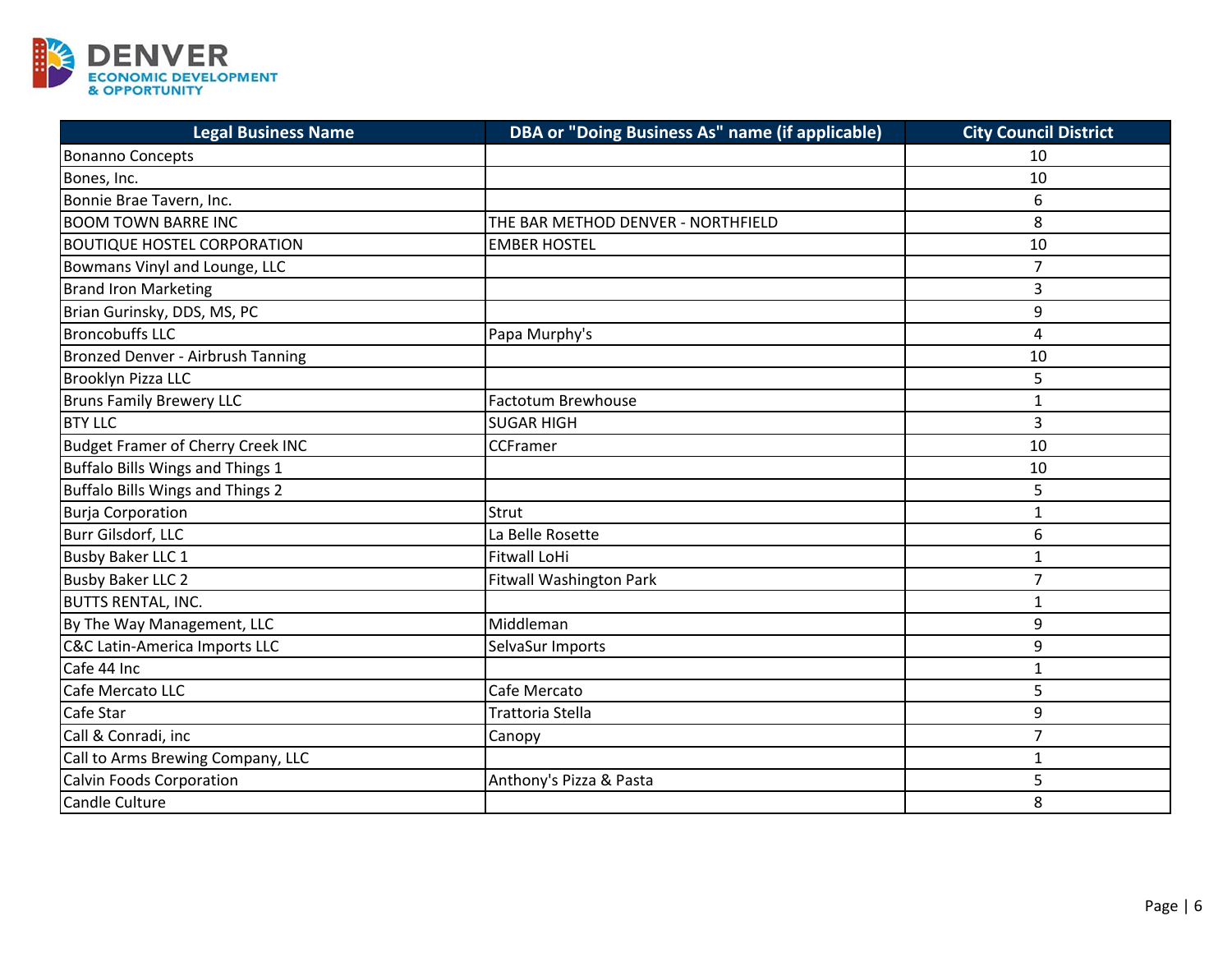| Legal Business Name | DBA or "Doing Business As" name (if applicable) | City Council District |
|---|---|---|
| Bonanno Concepts | | 10 |
| Bones, Inc. | | 10 |
| Bonnie Brae Tavern, Inc. | | 6 |
| BOOM TOWN BARRE INC | THE BAR METHOD DENVER - NORTHFIELD | 8 |
| BOUTIQUE HOSTEL CORPORATION | EMBER HOSTEL | 10 |
| Bowmans Vinyl and Lounge, LLC | | 7 |
| Brand Iron Marketing | | 3 |
| Brian Gurinsky, DDS, MS, PC | | 9 |
| Broncobuffs LLC | Papa Murphy's | 4 |
| Bronzed Denver - Airbrush Tanning | | 10 |
| Brooklyn Pizza LLC | | 5 |
| Bruns Family Brewery LLC | Factotum Brewhouse | 1 |
| BTY LLC | SUGAR HIGH | 3 |
| Budget Framer of Cherry Creek INC | CCFramer | 10 |
| Buffalo Bills Wings and Things 1 | | 10 |
| Buffalo Bills Wings and Things 2 | | 5 |
| Burja Corporation | Strut | 1 |
| Burr Gilsdorf, LLC | La Belle Rosette | 6 |
| Busby Baker LLC 1 | Fitwall LoHi | 1 |
| Busby Baker LLC 2 | Fitwall Washington Park | 7 |
| BUTTS RENTAL, INC. | | 1 |
| By The Way Management, LLC | Middleman | 9 |
| C&C Latin-America Imports LLC | SelvaSur Imports | 9 |
| Cafe 44 Inc | | 1 |
| Cafe Mercato LLC | Cafe Mercato | 5 |
| Cafe Star | Trattoria Stella | 9 |
| Call & Conradi, inc | Canopy | 7 |
| Call to Arms Brewing Company, LLC | | 1 |
| Calvin Foods Corporation | Anthony's Pizza & Pasta | 5 |
| Candle Culture | | 8 |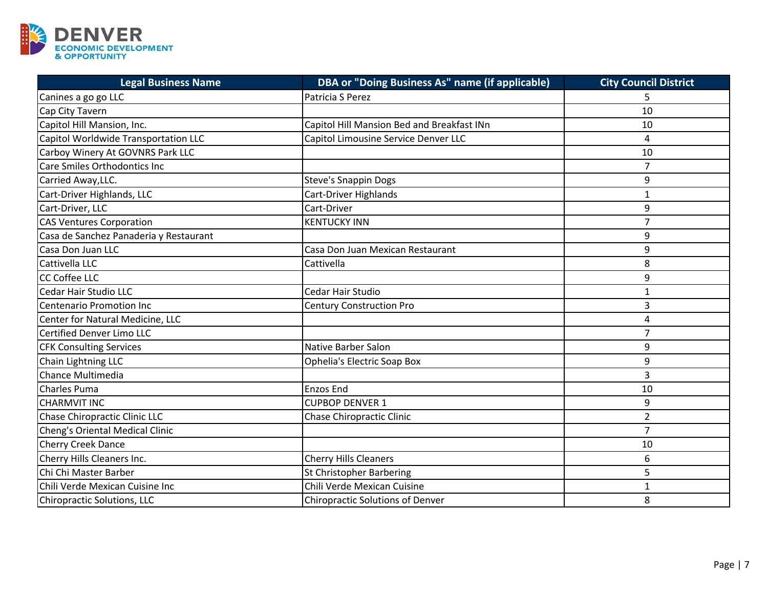| Legal Business Name | DBA or "Doing Business As" name (if applicable) | City Council District |
|---|---|---|
| Canines a go go LLC | Patricia S Perez | 5 |
| Cap City Tavern | | 10 |
| Capitol Hill Mansion, Inc. | Capitol Hill Mansion Bed and Breakfast INn | 10 |
| Capitol Worldwide Transportation LLC | Capitol Limousine Service Denver LLC | 4 |
| Carboy Winery At GOVNRS Park LLC | | 10 |
| Care Smiles Orthodontics Inc | | 7 |
| Carried Away,LLC. | Steve's Snappin Dogs | 9 |
| Cart-Driver Highlands, LLC | Cart-Driver Highlands | 1 |
| Cart-Driver, LLC | Cart-Driver | 9 |
| CAS Ventures Corporation | KENTUCKY INN | 7 |
| Casa de Sanchez Panaderia y Restaurant | | 9 |
| Casa Don Juan LLC | Casa Don Juan Mexican Restaurant | 9 |
| Cattivella LLC | Cattivella | 8 |
| CC Coffee LLC | | 9 |
| Cedar Hair Studio LLC | Cedar Hair Studio | 1 |
| Centenario Promotion Inc | Century Construction Pro | 3 |
| Center for Natural Medicine, LLC | | 4 |
| Certified Denver Limo LLC | | 7 |
| CFK Consulting Services | Native Barber Salon | 9 |
| Chain Lightning LLC | Ophelia's Electric Soap Box | 9 |
| Chance Multimedia | | 3 |
| Charles Puma | Enzos End | 10 |
| CHARMVIT INC | CUPBOP DENVER 1 | 9 |
| Chase Chiropractic Clinic LLC | Chase Chiropractic Clinic | 2 |
| Cheng's Oriental Medical Clinic | | 7 |
| Cherry Creek Dance | | 10 |
| Cherry Hills Cleaners Inc. | Cherry Hills Cleaners | 6 |
| Chi Chi Master Barber | St Christopher Barbering | 5 |
| Chili Verde Mexican Cuisine Inc | Chili Verde Mexican Cuisine | 1 |
| Chiropractic Solutions, LLC | Chiropractic Solutions of Denver | 8 |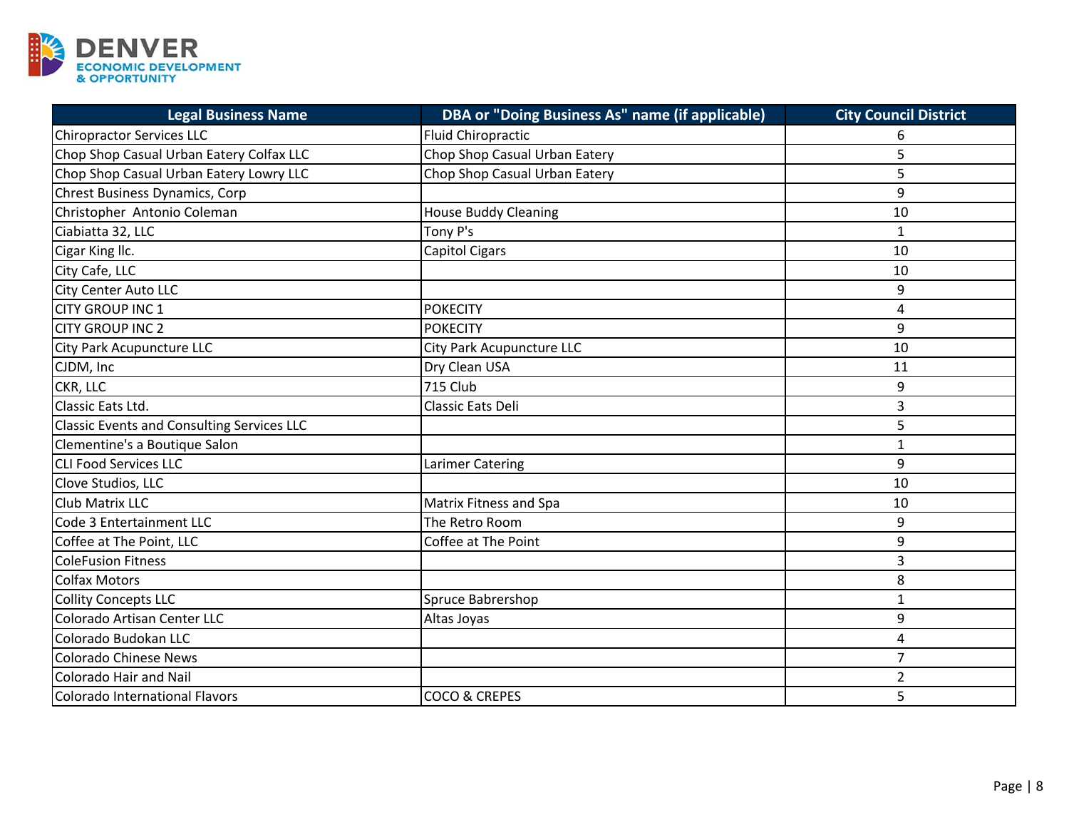| Legal Business Name | DBA or "Doing Business As" name (if applicable) | City Council District |
|---|---|---|
| Chiropractor Services LLC | Fluid Chiropractic | 6 |
| Chop Shop Casual Urban Eatery Colfax LLC | Chop Shop Casual Urban Eatery | 5 |
| Chop Shop Casual Urban Eatery Lowry LLC | Chop Shop Casual Urban Eatery | 5 |
| Chrest Business Dynamics, Corp | | 9 |
| Christopher Antonio Coleman | House Buddy Cleaning | 10 |
| Ciabiatta 32, LLC | Tony P's | 1 |
| Cigar King llc. | Capitol Cigars | 10 |
| City Cafe, LLC | | 10 |
| City Center Auto LLC | | 9 |
| CITY GROUP INC 1 | POKECITY | 4 |
| CITY GROUP INC 2 | POKECITY | 9 |
| City Park Acupuncture LLC | City Park Acupuncture LLC | 10 |
| CJDM, Inc | Dry Clean USA | 11 |
| CKR, LLC | 715 Club | 9 |
| Classic Eats Ltd. | Classic Eats Deli | 3 |
| Classic Events and Consulting Services LLC | | 5 |
| Clementine's a Boutique Salon | | 1 |
| CLI Food Services LLC | Larimer Catering | 9 |
| Clove Studios, LLC | | 10 |
| Club Matrix LLC | Matrix Fitness and Spa | 10 |
| Code 3 Entertainment LLC | The Retro Room | 9 |
| Coffee at The Point, LLC | Coffee at The Point | 9 |
| ColeFusion Fitness | | 3 |
| Colfax Motors | | 8 |
| Collity Concepts LLC | Spruce Babrershop | 1 |
| Colorado Artisan Center LLC | Altas Joyas | 9 |
| Colorado Budokan LLC | | 4 |
| Colorado Chinese News | | 7 |
| Colorado Hair and Nail | | 2 |
| Colorado International Flavors | COCO & CREPES | 5 |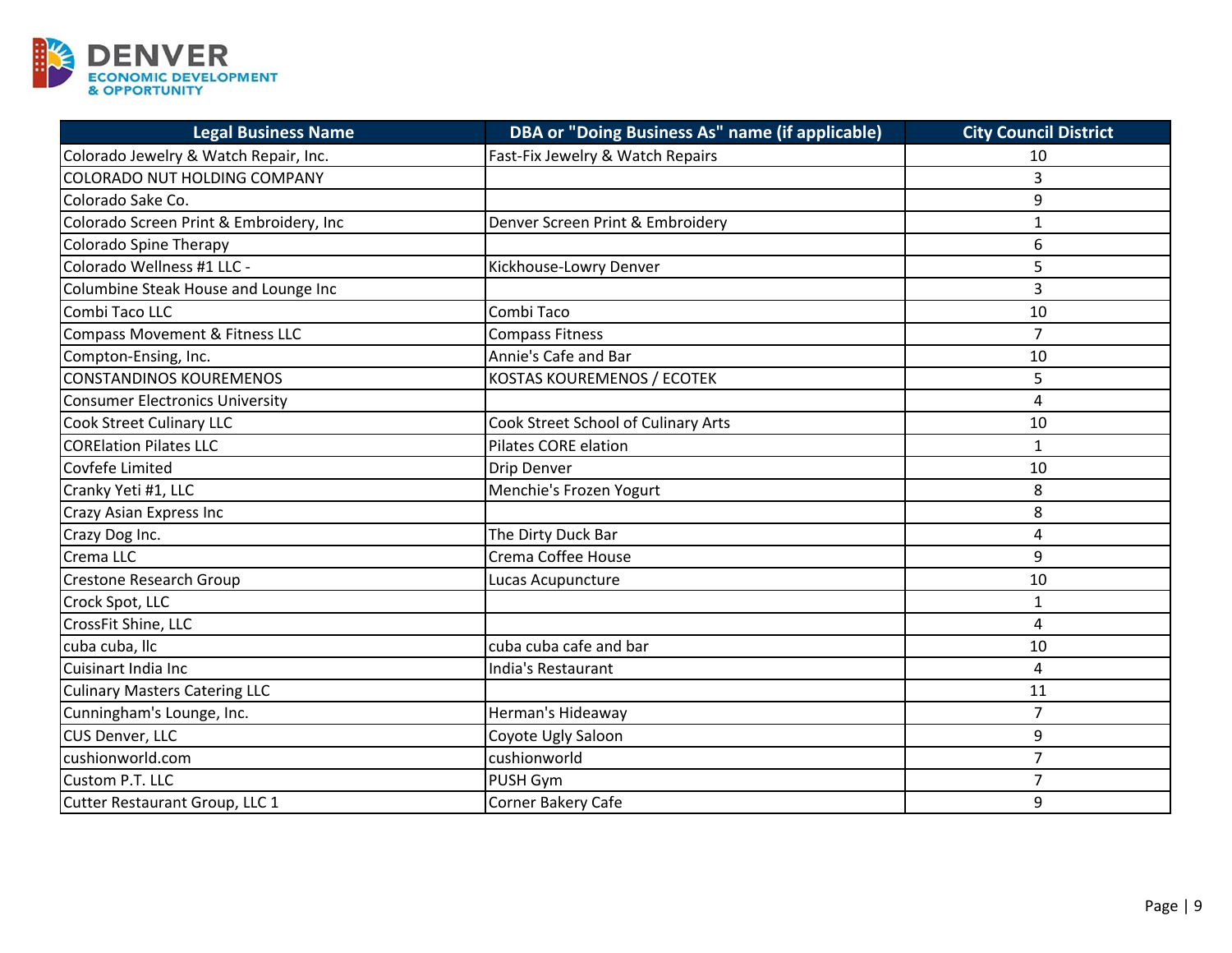| Legal Business Name | DBA or "Doing Business As" name (if applicable) | City Council District |
|---|---|---|
| Colorado Jewelry & Watch Repair, Inc. | Fast-Fix Jewelry & Watch Repairs | 10 |
| COLORADO NUT HOLDING COMPANY | | 3 |
| Colorado Sake Co. | | 9 |
| Colorado Screen Print & Embroidery, Inc | Denver Screen Print & Embroidery | 1 |
| Colorado Spine Therapy | | 6 |
| Colorado Wellness #1 LLC - | Kickhouse-Lowry Denver | 5 |
| Columbine Steak House and Lounge Inc | | 3 |
| Combi Taco LLC | Combi Taco | 10 |
| Compass Movement & Fitness LLC | Compass Fitness | 7 |
| Compton-Ensing, Inc. | Annie's Cafe and Bar | 10 |
| CONSTANDINOS KOUREMENOS | KOSTAS KOUREMENOS / ECOTEK | 5 |
| Consumer Electronics University | | 4 |
| Cook Street Culinary LLC | Cook Street School of Culinary Arts | 10 |
| CORElation Pilates LLC | Pilates CORE elation | 1 |
| Covfefe Limited | Drip Denver | 10 |
| Cranky Yeti #1, LLC | Menchie's Frozen Yogurt | 8 |
| Crazy Asian Express Inc | | 8 |
| Crazy Dog Inc. | The Dirty Duck Bar | 4 |
| Crema LLC | Crema Coffee House | 9 |
| Crestone Research Group | Lucas Acupuncture | 10 |
| Crock Spot, LLC | | 1 |
| CrossFit Shine, LLC | | 4 |
| cuba cuba, llc | cuba cuba cafe and bar | 10 |
| Cuisinart India Inc | India's Restaurant | 4 |
| Culinary Masters Catering LLC | | 11 |
| Cunningham's Lounge, Inc. | Herman's Hideaway | 7 |
| CUS Denver, LLC | Coyote Ugly Saloon | 9 |
| cushionworld.com | cushionworld | 7 |
| Custom P.T. LLC | PUSH Gym | 7 |
| Cutter Restaurant Group, LLC 1 | Corner Bakery Cafe | 9 |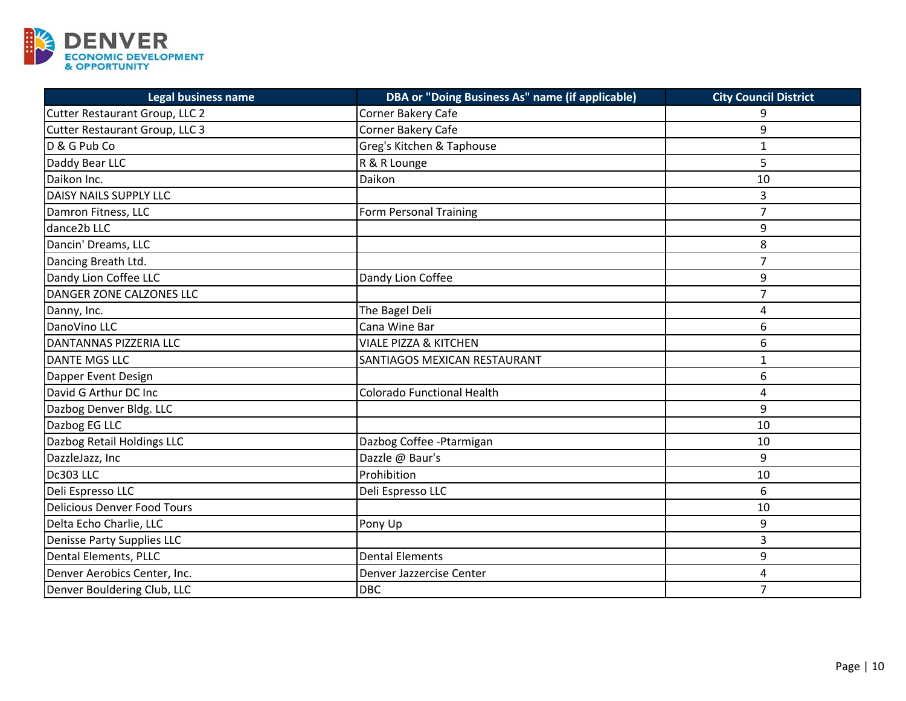| Legal business name | DBA or "Doing Business As" name (if applicable) | City Council District |
|---|---|---|
| Cutter Restaurant Group, LLC 2 | Corner Bakery Cafe | 9 |
| Cutter Restaurant Group, LLC 3 | Corner Bakery Cafe | 9 |
| D & G Pub Co | Greg's Kitchen & Taphouse | 1 |
| Daddy Bear LLC | R & R Lounge | 5 |
| Daikon Inc. | Daikon | 10 |
| DAISY NAILS SUPPLY LLC | | 3 |
| Damron Fitness, LLC | Form Personal Training | 7 |
| dance2b LLC | | 9 |
| Dancin' Dreams, LLC | | 8 |
| Dancing Breath Ltd. | | 7 |
| Dandy Lion Coffee LLC | Dandy Lion Coffee | 9 |
| DANGER ZONE CALZONES LLC | | 7 |
| Danny, Inc. | The Bagel Deli | 4 |
| DanoVino LLC | Cana Wine Bar | 6 |
| DANTANNAS PIZZERIA LLC | VIALE PIZZA & KITCHEN | 6 |
| DANTE MGS LLC | SANTIAGOS MEXICAN RESTAURANT | 1 |
| Dapper Event Design | | 6 |
| David G Arthur DC Inc | Colorado Functional Health | 4 |
| Dazbog Denver Bldg. LLC | | 9 |
| Dazbog EG LLC | | 10 |
| Dazbog Retail Holdings LLC | Dazbog Coffee -Ptarmigan | 10 |
| DazzleJazz, Inc | Dazzle @ Baur's | 9 |
| Dc303 LLC | Prohibition | 10 |
| Deli Espresso LLC | Deli Espresso LLC | 6 |
| Delicious Denver Food Tours | | 10 |
| Delta Echo Charlie, LLC | Pony Up | 9 |
| Denisse Party Supplies LLC | | 3 |
| Dental Elements, PLLC | Dental Elements | 9 |
| Denver Aerobics Center, Inc. | Denver Jazzercise Center | 4 |
| Denver Bouldering Club, LLC | DBC | 7 |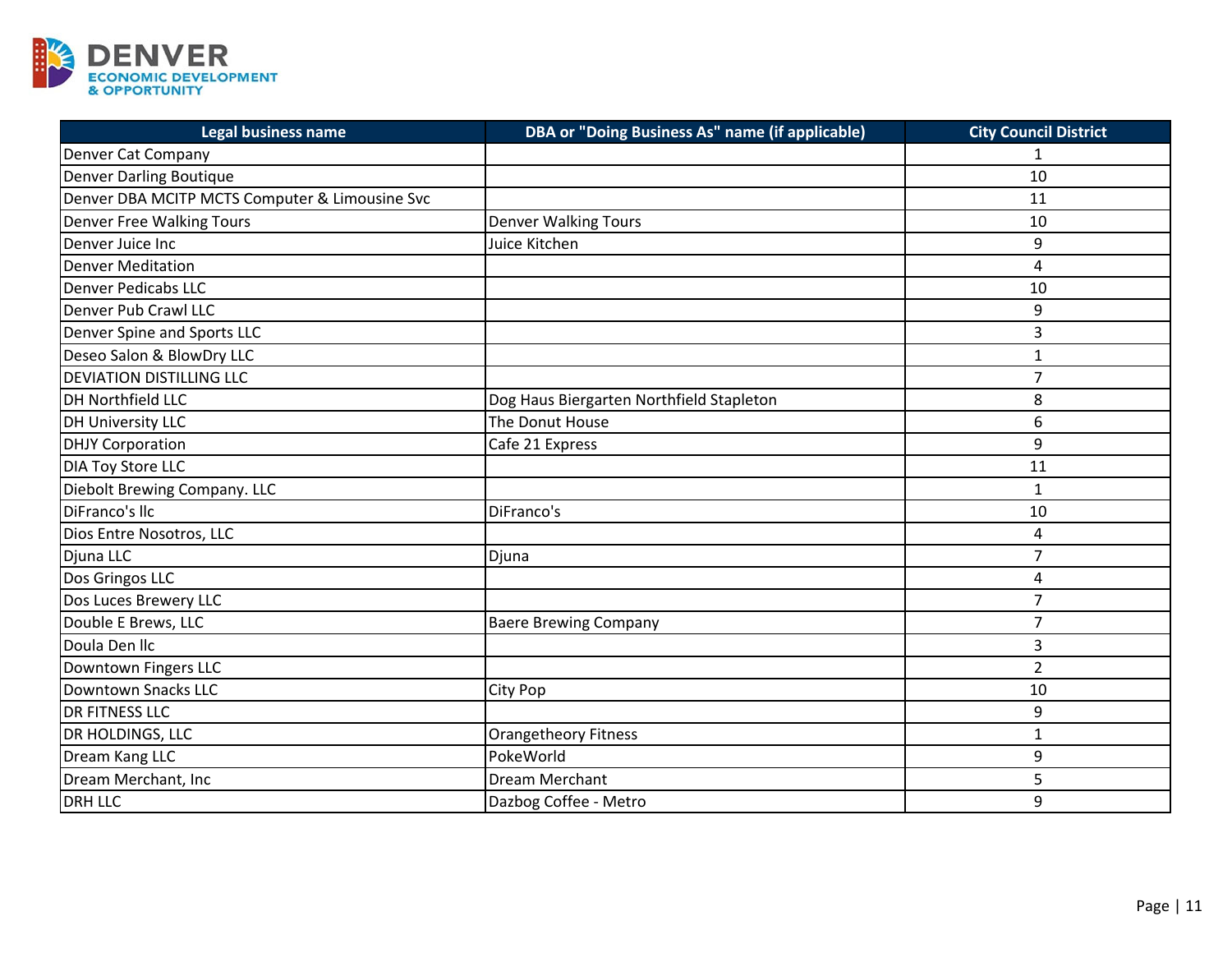| Legal business name | DBA or "Doing Business As" name (if applicable) | City Council District |
| --- | --- | --- |
| Denver Cat Company | | 1 |
| Denver Darling Boutique | | 10 |
| Denver DBA MCITP MCTS Computer & Limousine Svc | | 11 |
| Denver Free Walking Tours | Denver Walking Tours | 10 |
| Denver Juice Inc | Juice Kitchen | 9 |
| Denver Meditation | | 4 |
| Denver Pedicabs LLC | | 10 |
| Denver Pub Crawl LLC | | 9 |
| Denver Spine and Sports LLC | | 3 |
| Deseo Salon & BlowDry LLC | | 1 |
| DEVIATION DISTILLING LLC | | 7 |
| DH Northfield LLC | Dog Haus Biergarten Northfield Stapleton | 8 |
| DH University LLC | The Donut House | 6 |
| DHJY Corporation | Cafe 21 Express | 9 |
| DIA Toy Store LLC | | 11 |
| Diebolt Brewing Company. LLC | | 1 |
| DiFranco's llc | DiFranco's | 10 |
| Dios Entre Nosotros, LLC | | 4 |
| Djuna LLC | Djuna | 7 |
| Dos Gringos LLC | | 4 |
| Dos Luces Brewery LLC | | 7 |
| Double E Brews, LLC | Baere Brewing Company | 7 |
| Doula Den llc | | 3 |
| Downtown Fingers LLC | | 2 |
| Downtown Snacks LLC | City Pop | 10 |
| DR FITNESS LLC | | 9 |
| DR HOLDINGS, LLC | Orangetheory Fitness | 1 |
| Dream Kang LLC | PokeWorld | 9 |
| Dream Merchant, Inc | Dream Merchant | 5 |
| DRH LLC | Dazbog Coffee - Metro | 9 |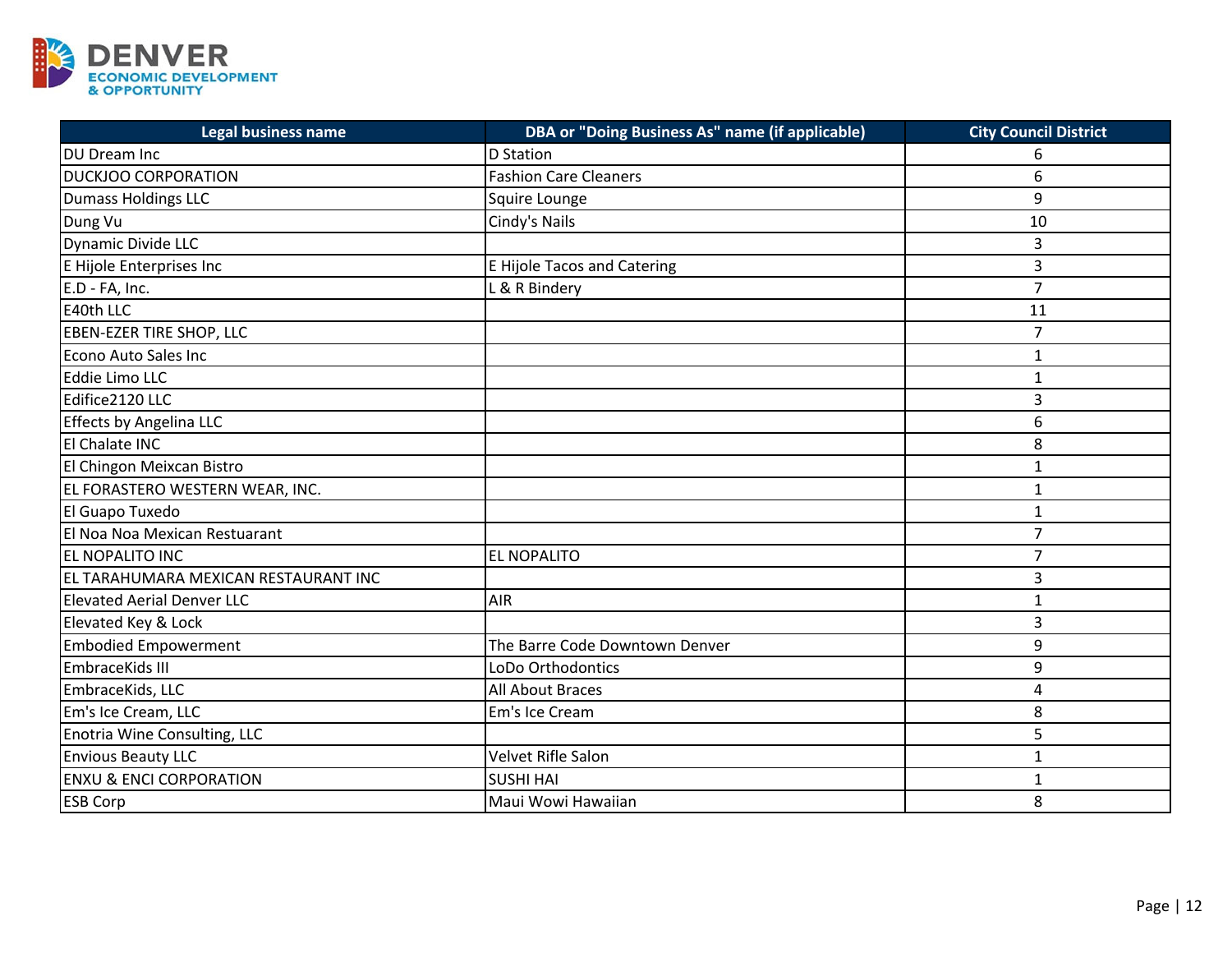| Legal business name | DBA or "Doing Business As" name (if applicable) | City Council District |
|---|---|---|
| DU Dream Inc | D Station | 6 |
| DUCKJOO CORPORATION | Fashion Care Cleaners | 6 |
| Dumass Holdings LLC | Squire Lounge | 9 |
| Dung Vu | Cindy's Nails | 10 |
| Dynamic Divide LLC | | 3 |
| E Hijole Enterprises Inc | E Hijole Tacos and Catering | 3 |
| E.D - FA, Inc. | L & R Bindery | 7 |
| E40th LLC | | 11 |
| EBEN-EZER TIRE SHOP, LLC | | 7 |
| Econo Auto Sales Inc | | 1 |
| Eddie Limo LLC | | 1 |
| Edifice2120 LLC | | 3 |
| Effects by Angelina LLC | | 6 |
| El Chalate INC | | 8 |
| El Chingon Meixcan Bistro | | 1 |
| EL FORASTERO WESTERN WEAR, INC. | | 1 |
| El Guapo Tuxedo | | 1 |
| El Noa Noa Mexican Restuarant | | 7 |
| EL NOPALITO INC | EL NOPALITO | 7 |
| EL TARAHUMARA MEXICAN RESTAURANT INC | | 3 |
| Elevated Aerial Denver LLC | AIR | 1 |
| Elevated Key & Lock | | 3 |
| Embodied Empowerment | The Barre Code Downtown Denver | 9 |
| EmbraceKids III | LoDo Orthodontics | 9 |
| EmbraceKids, LLC | All About Braces | 4 |
| Em's Ice Cream, LLC | Em's Ice Cream | 8 |
| Enotria Wine Consulting, LLC | | 5 |
| Envious Beauty LLC | Velvet Rifle Salon | 1 |
| ENXU & ENCI CORPORATION | SUSHI HAI | 1 |
| ESB Corp | Maui Wowi Hawaiian | 8 |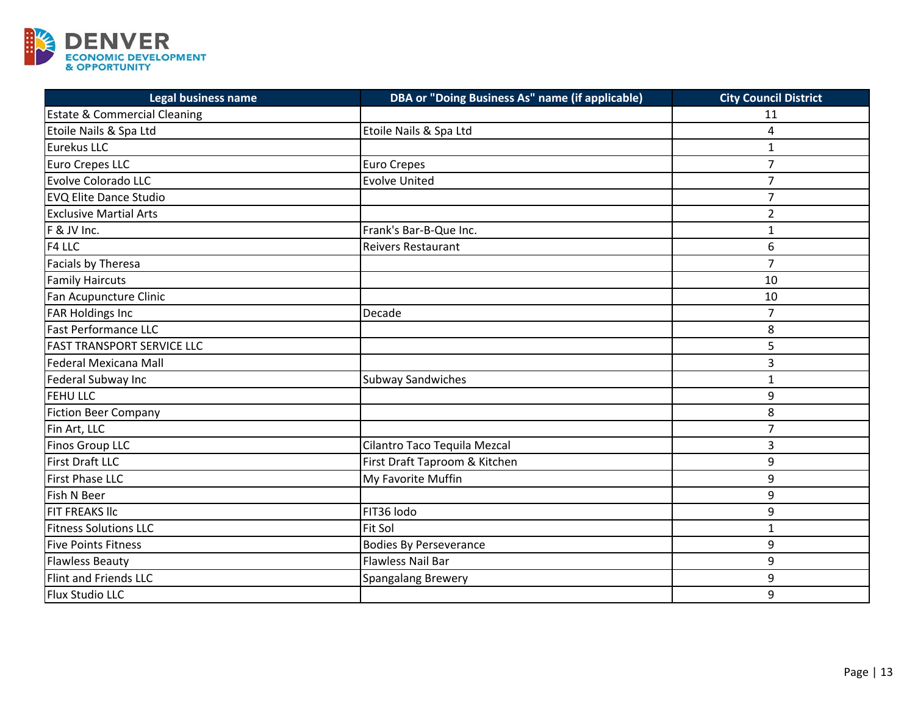| Legal business name | DBA or "Doing Business As" name (if applicable) | City Council District |
|---|---|---|
| Estate & Commercial Cleaning | | 11 |
| Etoile Nails & Spa Ltd | Etoile Nails & Spa Ltd | 4 |
| Eurekus LLC | | 1 |
| Euro Crepes LLC | Euro Crepes | 7 |
| Evolve Colorado LLC | Evolve United | 7 |
| EVQ Elite Dance Studio | | 7 |
| Exclusive Martial Arts | | 2 |
| F & JV Inc. | Frank's Bar-B-Que Inc. | 1 |
| F4 LLC | Reivers Restaurant | 6 |
| Facials by Theresa | | 7 |
| Family Haircuts | | 10 |
| Fan Acupuncture Clinic | | 10 |
| FAR Holdings Inc | Decade | 7 |
| Fast Performance LLC | | 8 |
| FAST TRANSPORT SERVICE LLC | | 5 |
| Federal Mexicana Mall | | 3 |
| Federal Subway Inc | Subway Sandwiches | 1 |
| FEHU LLC | | 9 |
| Fiction Beer Company | | 8 |
| Fin Art, LLC | | 7 |
| Finos Group LLC | Cilantro Taco Tequila Mezcal | 3 |
| First Draft LLC | First Draft Taproom & Kitchen | 9 |
| First Phase LLC | My Favorite Muffin | 9 |
| Fish N Beer | | 9 |
| FIT FREAKS llc | FIT36 lodo | 9 |
| Fitness Solutions LLC | Fit Sol | 1 |
| Five Points Fitness | Bodies By Perseverance | 9 |
| Flawless Beauty | Flawless Nail Bar | 9 |
| Flint and Friends LLC | Spangalang Brewery | 9 |
| Flux Studio LLC | | 9 |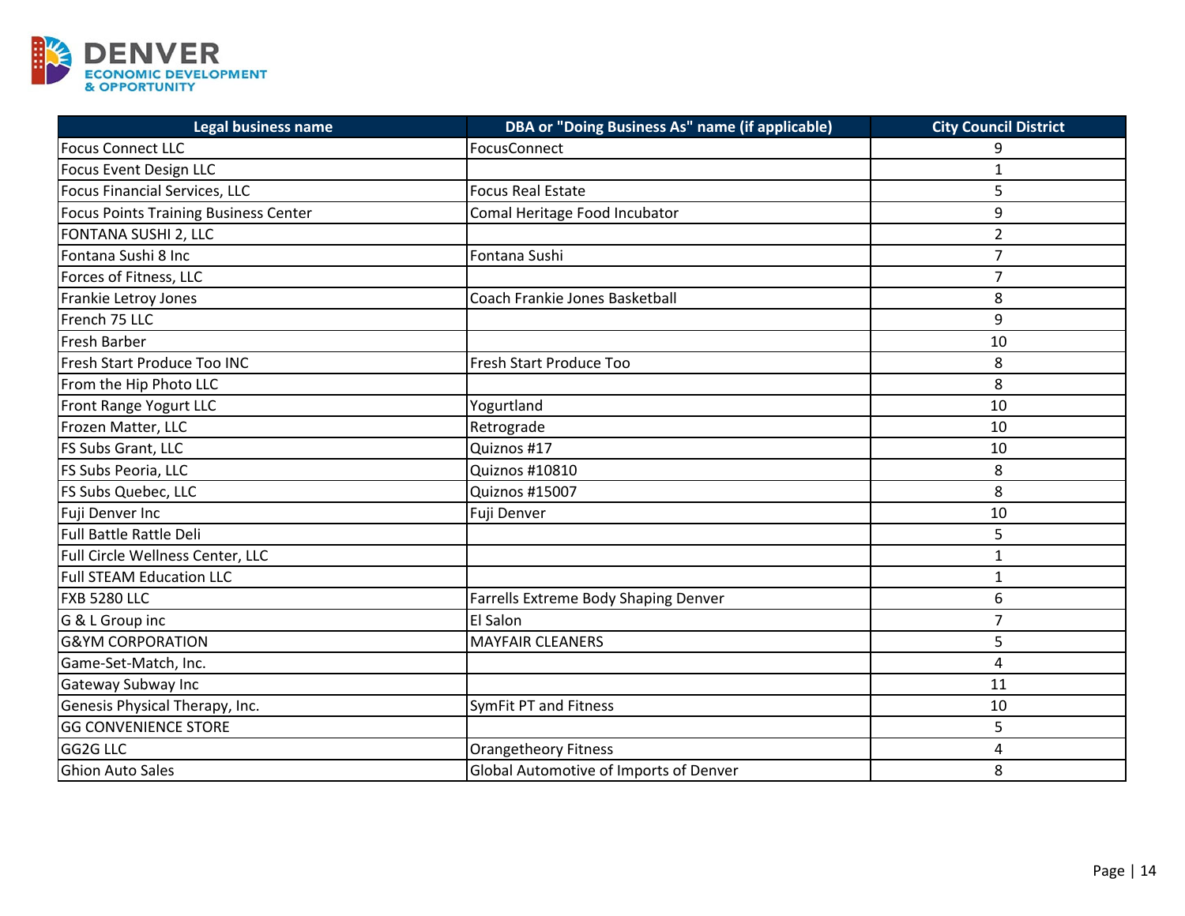| Legal business name | DBA or "Doing Business As" name (if applicable) | City Council District |
|---|---|---|
| Focus Connect LLC | FocusConnect | 9 |
| Focus Event Design LLC | | 1 |
| Focus Financial Services, LLC | Focus Real Estate | 5 |
| Focus Points Training Business Center | Comal Heritage Food Incubator | 9 |
| FONTANA SUSHI 2, LLC | | 2 |
| Fontana Sushi 8 Inc | Fontana Sushi | 7 |
| Forces of Fitness, LLC | | 7 |
| Frankie Letroy Jones | Coach Frankie Jones Basketball | 8 |
| French 75 LLC | | 9 |
| Fresh Barber | | 10 |
| Fresh Start Produce Too INC | Fresh Start Produce Too | 8 |
| From the Hip Photo LLC | | 8 |
| Front Range Yogurt LLC | Yogurtland | 10 |
| Frozen Matter, LLC | Retrograde | 10 |
| FS Subs Grant, LLC | Quiznos #17 | 10 |
| FS Subs Peoria, LLC | Quiznos #10810 | 8 |
| FS Subs Quebec, LLC | Quiznos #15007 | 8 |
| Fuji Denver Inc | Fuji Denver | 10 |
| Full Battle Rattle Deli | | 5 |
| Full Circle Wellness Center, LLC | | 1 |
| Full STEAM Education LLC | | 1 |
| FXB 5280 LLC | Farrells Extreme Body Shaping Denver | 6 |
| G & L Group inc | El Salon | 7 |
| G&YM CORPORATION | MAYFAIR CLEANERS | 5 |
| Game-Set-Match, Inc. | | 4 |
| Gateway Subway Inc | | 11 |
| Genesis Physical Therapy, Inc. | SymFit PT and Fitness | 10 |
| GG CONVENIENCE STORE | | 5 |
| GG2G LLC | Orangetheory Fitness | 4 |
| Ghion Auto Sales | Global Automotive of Imports of Denver | 8 |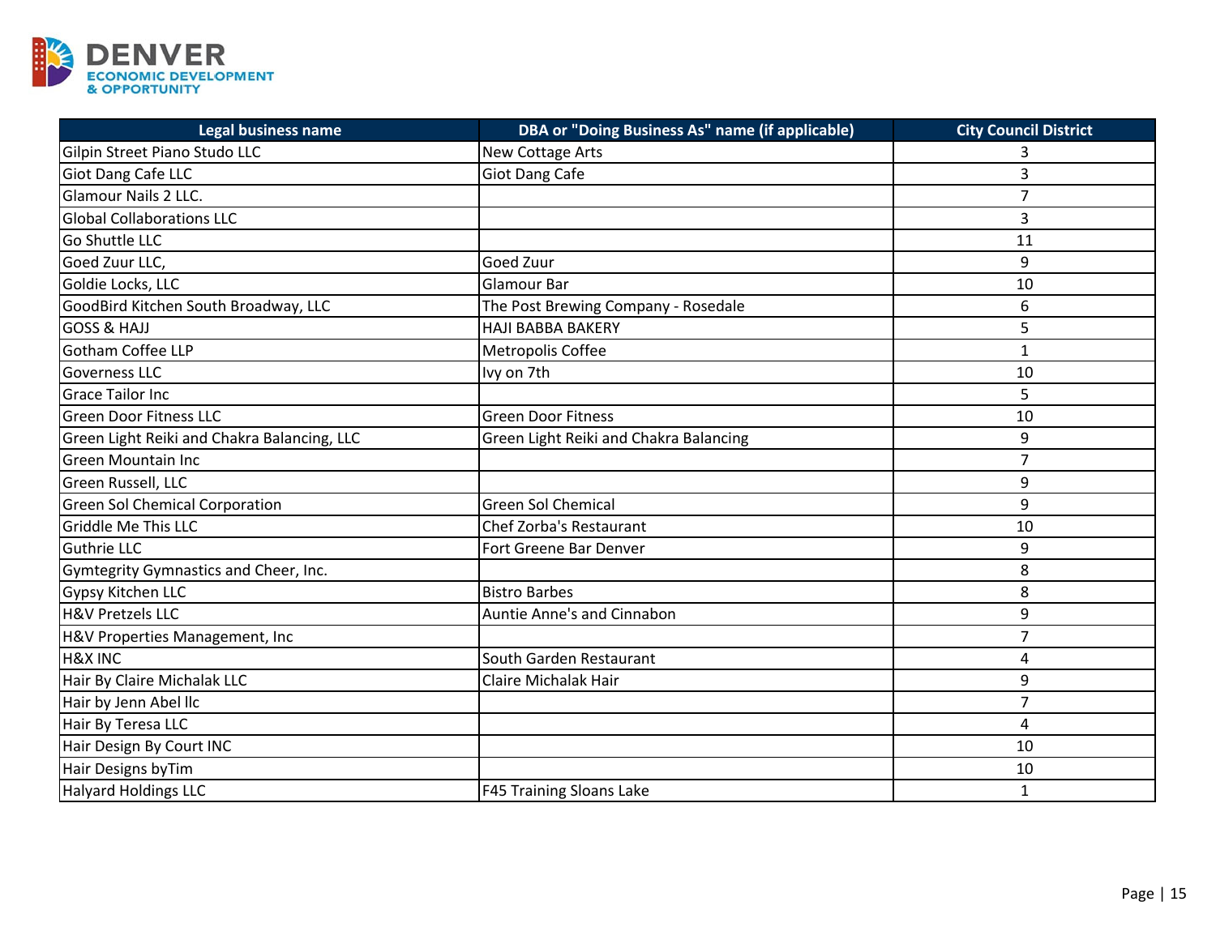| Legal business name | DBA or "Doing Business As" name (if applicable) | City Council District |
|---|---|---|
| Gilpin Street Piano Studo LLC | New Cottage Arts | 3 |
| Giot Dang Cafe LLC | Giot Dang Cafe | 3 |
| Glamour Nails 2 LLC. | | 7 |
| Global Collaborations LLC | | 3 |
| Go Shuttle LLC | | 11 |
| Goed Zuur LLC, | Goed Zuur | 9 |
| Goldie Locks, LLC | Glamour Bar | 10 |
| GoodBird Kitchen South Broadway, LLC | The Post Brewing Company - Rosedale | 6 |
| GOSS & HAJJ | HAJI BABBA BAKERY | 5 |
| Gotham Coffee LLP | Metropolis Coffee | 1 |
| Governess LLC | Ivy on 7th | 10 |
| Grace Tailor Inc | | 5 |
| Green Door Fitness LLC | Green Door Fitness | 10 |
| Green Light Reiki and Chakra Balancing, LLC | Green Light Reiki and Chakra Balancing | 9 |
| Green Mountain Inc | | 7 |
| Green Russell, LLC | | 9 |
| Green Sol Chemical Corporation | Green Sol Chemical | 9 |
| Griddle Me This LLC | Chef Zorba's Restaurant | 10 |
| Guthrie LLC | Fort Greene Bar Denver | 9 |
| Gymtegrity Gymnastics and Cheer, Inc. | | 8 |
| Gypsy Kitchen LLC | Bistro Barbes | 8 |
| H&V Pretzels LLC | Auntie Anne's and Cinnabon | 9 |
| H&V Properties Management, Inc | | 7 |
| H&X INC | South Garden Restaurant | 4 |
| Hair By Claire Michalak LLC | Claire Michalak Hair | 9 |
| Hair by Jenn Abel llc | | 7 |
| Hair By Teresa LLC | | 4 |
| Hair Design By Court INC | | 10 |
| Hair Designs byTim | | 10 |
| Halyard Holdings LLC | F45 Training Sloans Lake | 1 |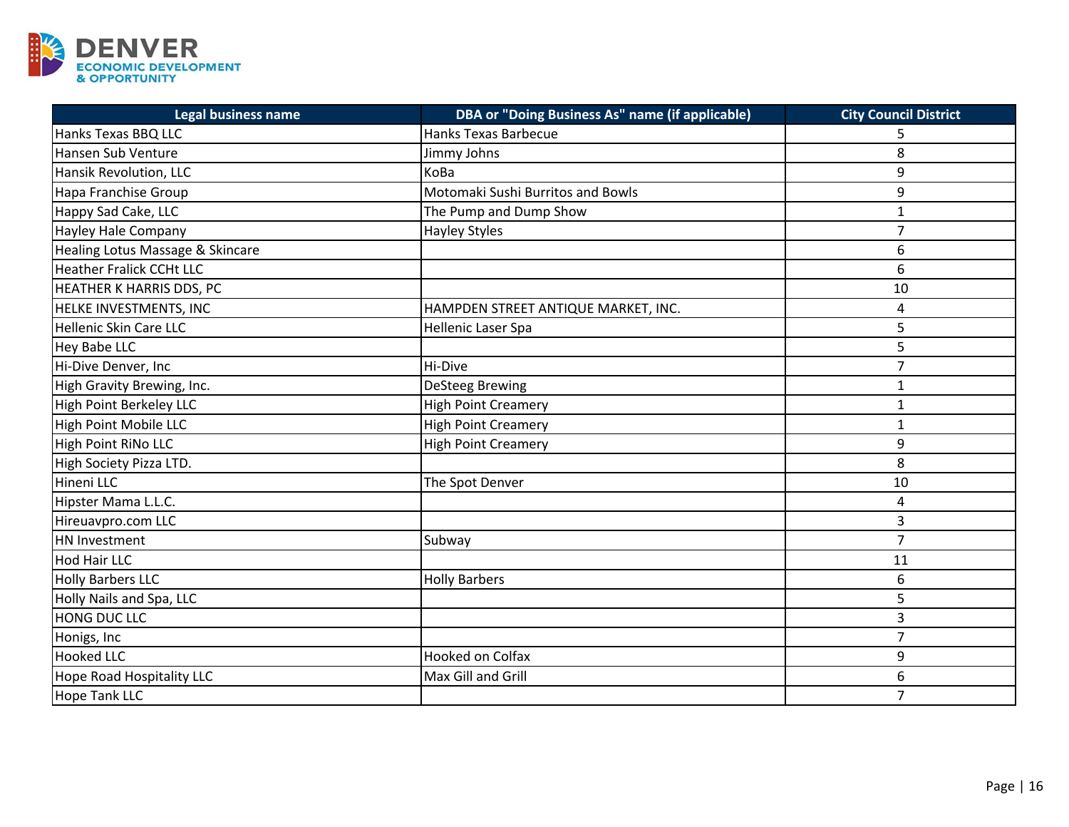| Legal business name | DBA or "Doing Business As" name (if applicable) | City Council District |
|---|---|---|
| Hanks Texas BBQ LLC | Hanks Texas Barbecue | 5 |
| Hansen Sub Venture | Jimmy Johns | 8 |
| Hansik Revolution, LLC | KoBa | 9 |
| Hapa Franchise Group | Motomaki Sushi Burritos and Bowls | 9 |
| Happy Sad Cake, LLC | The Pump and Dump Show | 1 |
| Hayley Hale Company | Hayley Styles | 7 |
| Healing Lotus Massage & Skincare | | 6 |
| Heather Fralick CCHt LLC | | 6 |
| HEATHER K HARRIS DDS, PC | | 10 |
| HELKE INVESTMENTS, INC | HAMPDEN STREET ANTIQUE MARKET, INC. | 4 |
| Hellenic Skin Care LLC | Hellenic Laser Spa | 5 |
| Hey Babe LLC | | 5 |
| Hi-Dive Denver, Inc | Hi-Dive | 7 |
| High Gravity Brewing, Inc. | DeSteeg Brewing | 1 |
| High Point Berkeley LLC | High Point Creamery | 1 |
| High Point Mobile LLC | High Point Creamery | 1 |
| High Point RiNo LLC | High Point Creamery | 9 |
| High Society Pizza LTD. | | 8 |
| Hineni LLC | The Spot Denver | 10 |
| Hipster Mama L.L.C. | | 4 |
| Hireuavpro.com LLC | | 3 |
| HN Investment | Subway | 7 |
| Hod Hair LLC | | 11 |
| Holly Barbers LLC | Holly Barbers | 6 |
| Holly Nails and Spa, LLC | | 5 |
| HONG DUC LLC | | 3 |
| Honigs, Inc | | 7 |
| Hooked LLC | Hooked on Colfax | 9 |
| Hope Road Hospitality LLC | Max Gill and Grill | 6 |
| Hope Tank LLC | | 7 |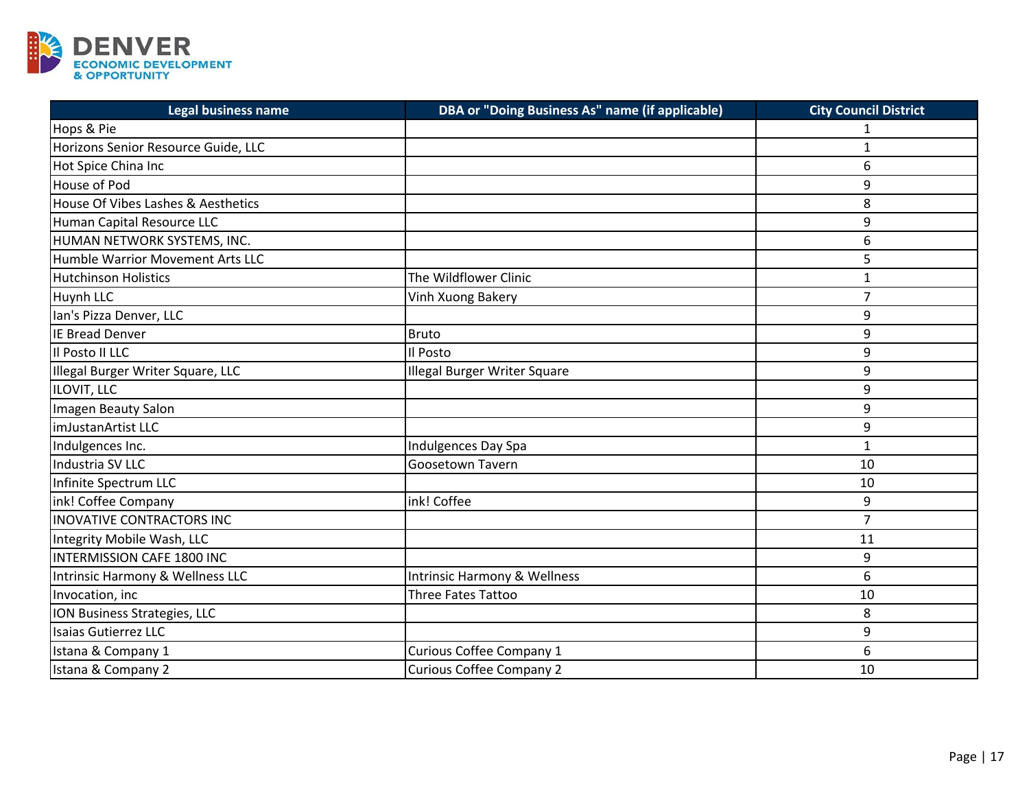| Legal business name | DBA or "Doing Business As" name (if applicable) | City Council District |
|---|---|---|
| Hops & Pie | | 1 |
| Horizons Senior Resource Guide, LLC | | 1 |
| Hot Spice China Inc | | 6 |
| House of Pod | | 9 |
| House Of Vibes Lashes & Aesthetics | | 8 |
| Human Capital Resource LLC | | 9 |
| HUMAN NETWORK SYSTEMS, INC. | | 6 |
| Humble Warrior Movement Arts LLC | | 5 |
| Hutchinson Holistics | The Wildflower Clinic | 1 |
| Huynh LLC | Vinh Xuong Bakery | 7 |
| Ian's Pizza Denver, LLC | | 9 |
| IE Bread Denver | Bruto | 9 |
| Il Posto II LLC | Il Posto | 9 |
| Illegal Burger Writer Square, LLC | Illegal Burger Writer Square | 9 |
| ILOVIT, LLC | | 9 |
| Imagen Beauty Salon | | 9 |
| imJustanArtist LLC | | 9 |
| Indulgences Inc. | Indulgences Day Spa | 1 |
| Industria SV LLC | Goosetown Tavern | 10 |
| Infinite Spectrum LLC | | 10 |
| ink! Coffee Company | ink! Coffee | 9 |
| INOVATIVE CONTRACTORS INC | | 7 |
| Integrity Mobile Wash, LLC | | 11 |
| INTERMISSION CAFE 1800 INC | | 9 |
| Intrinsic Harmony & Wellness LLC | Intrinsic Harmony & Wellness | 6 |
| Invocation, inc | Three Fates Tattoo | 10 |
| ION Business Strategies, LLC | | 8 |
| Isaias Gutierrez LLC | | 9 |
| Istana & Company 1 | Curious Coffee Company 1 | 6 |
| Istana & Company 2 | Curious Coffee Company 2 | 10 |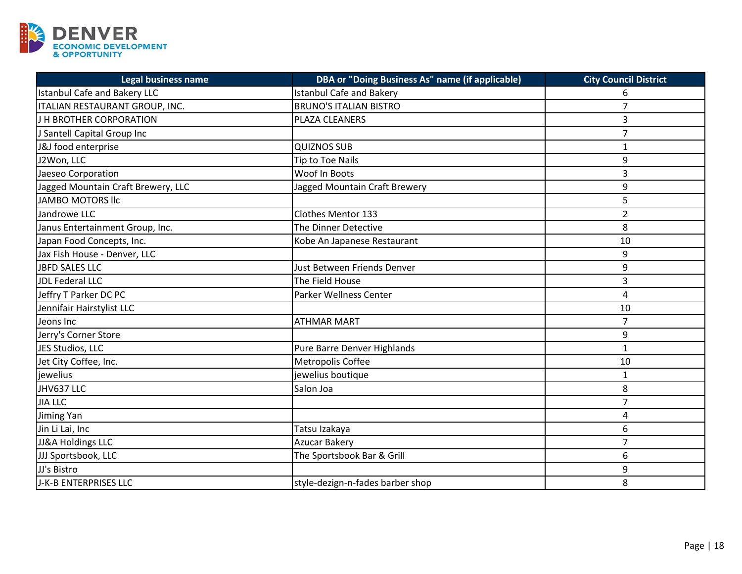| Legal business name | DBA or "Doing Business As" name (if applicable) | City Council District |
|---|---|---|
| Istanbul Cafe and Bakery LLC | Istanbul Cafe and Bakery | 6 |
| ITALIAN RESTAURANT GROUP, INC. | BRUNO'S ITALIAN BISTRO | 7 |
| J H BROTHER CORPORATION | PLAZA CLEANERS | 3 |
| J Santell Capital Group Inc | | 7 |
| J&J food enterprise | QUIZNOS SUB | 1 |
| J2Won, LLC | Tip to Toe Nails | 9 |
| Jaeseo Corporation | Woof In Boots | 3 |
| Jagged Mountain Craft Brewery, LLC | Jagged Mountain Craft Brewery | 9 |
| JAMBO MOTORS llc | | 5 |
| Jandrowe LLC | Clothes Mentor 133 | 2 |
| Janus Entertainment Group, Inc. | The Dinner Detective | 8 |
| Japan Food Concepts, Inc. | Kobe An Japanese Restaurant | 10 |
| Jax Fish House - Denver, LLC | | 9 |
| JBFD SALES LLC | Just Between Friends Denver | 9 |
| JDL Federal LLC | The Field House | 3 |
| Jeffry T Parker DC PC | Parker Wellness Center | 4 |
| Jennifair Hairstylist LLC | | 10 |
| Jeons Inc | ATHMAR MART | 7 |
| Jerry's Corner Store | | 9 |
| JES Studios, LLC | Pure Barre Denver Highlands | 1 |
| Jet City Coffee, Inc. | Metropolis Coffee | 10 |
| jewelius | jewelius boutique | 1 |
| JHV637 LLC | Salon Joa | 8 |
| JIA LLC | | 7 |
| Jiming Yan | | 4 |
| Jin Li Lai, Inc | Tatsu Izakaya | 6 |
| JJ&A Holdings LLC | Azucar Bakery | 7 |
| JJJ Sportsbook, LLC | The Sportsbook Bar & Grill | 6 |
| JJ's Bistro | | 9 |
| J-K-B ENTERPRISES LLC | style-dezign-n-fades barber shop | 8 |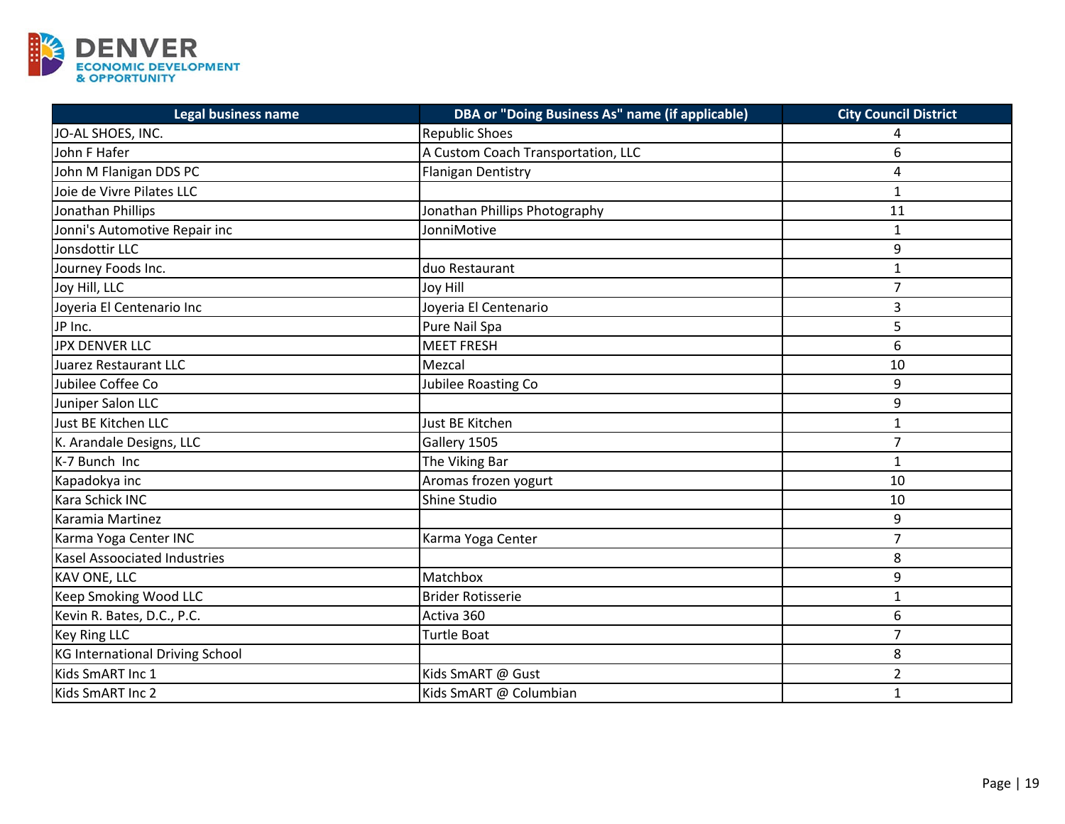| Legal business name | DBA or "Doing Business As" name (if applicable) | City Council District |
| --- | --- | --- |
| JO-AL SHOES, INC. | Republic Shoes | 4 |
| John F Hafer | A Custom Coach Transportation, LLC | 6 |
| John M Flanigan DDS PC | Flanigan Dentistry | 4 |
| Joie de Vivre Pilates LLC | | 1 |
| Jonathan Phillips | Jonathan Phillips Photography | 11 |
| Jonni's Automotive Repair inc | JonniMotive | 1 |
| Jonsdottir LLC | | 9 |
| Journey Foods Inc. | duo Restaurant | 1 |
| Joy Hill, LLC | Joy Hill | 7 |
| Joyeria El Centenario Inc | Joyeria El Centenario | 3 |
| JP Inc. | Pure Nail Spa | 5 |
| JPX DENVER LLC | MEET FRESH | 6 |
| Juarez Restaurant LLC | Mezcal | 10 |
| Jubilee Coffee Co | Jubilee Roasting Co | 9 |
| Juniper Salon LLC | | 9 |
| Just BE Kitchen LLC | Just BE Kitchen | 1 |
| K. Arandale Designs, LLC | Gallery 1505 | 7 |
| K-7 Bunch Inc | The Viking Bar | 1 |
| Kapadokya inc | Aromas frozen yogurt | 10 |
| Kara Schick INC | Shine Studio | 10 |
| Karamia Martinez | | 9 |
| Karma Yoga Center INC | Karma Yoga Center | 7 |
| Kasel Assoociated Industries | | 8 |
| KAV ONE, LLC | Matchbox | 9 |
| Keep Smoking Wood LLC | Brider Rotisserie | 1 |
| Kevin R. Bates, D.C., P.C. | Activa 360 | 6 |
| Key Ring LLC | Turtle Boat | 7 |
| KG International Driving School | | 8 |
| Kids SmART Inc 1 | Kids SmART @ Gust | 2 |
| Kids SmART Inc 2 | Kids SmART @ Columbian | 1 |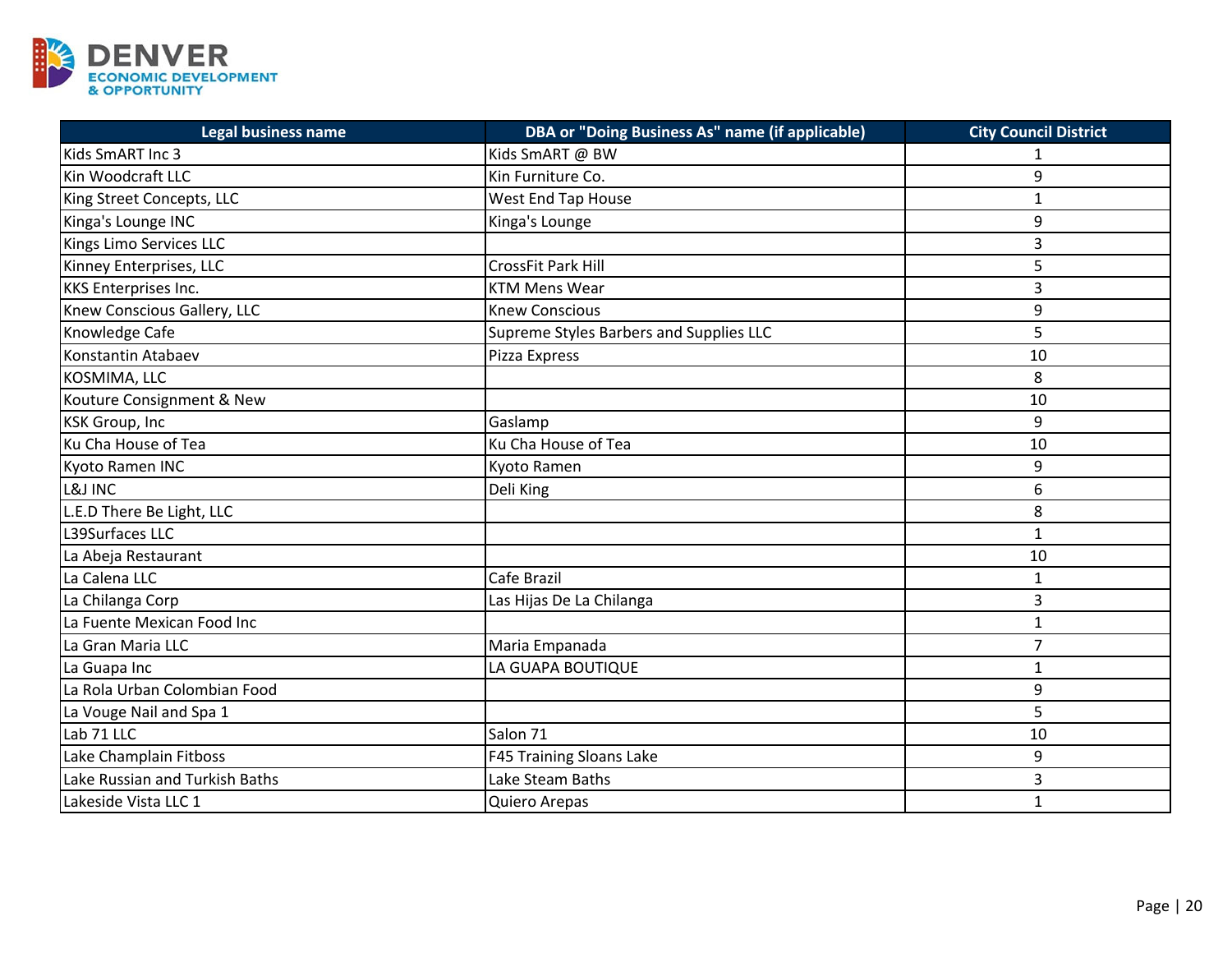| Legal business name | DBA or "Doing Business As" name (if applicable) | City Council District |
|---|---|---|
| Kids SmART Inc 3 | Kids SmART @ BW | 1 |
| Kin Woodcraft LLC | Kin Furniture Co. | 9 |
| King Street Concepts, LLC | West End Tap House | 1 |
| Kinga's Lounge INC | Kinga's Lounge | 9 |
| Kings Limo Services LLC | | 3 |
| Kinney Enterprises, LLC | CrossFit Park Hill | 5 |
| KKS Enterprises Inc. | KTM Mens Wear | 3 |
| Knew Conscious Gallery, LLC | Knew Conscious | 9 |
| Knowledge Cafe | Supreme Styles Barbers and Supplies LLC | 5 |
| Konstantin Atabaev | Pizza Express | 10 |
| KOSMIMA, LLC | | 8 |
| Kouture Consignment & New | | 10 |
| KSK Group, Inc | Gaslamp | 9 |
| Ku Cha House of Tea | Ku Cha House of Tea | 10 |
| Kyoto Ramen INC | Kyoto Ramen | 9 |
| L&J INC | Deli King | 6 |
| L.E.D There Be Light, LLC | | 8 |
| L39Surfaces LLC | | 1 |
| La Abeja Restaurant | | 10 |
| La Calena LLC | Cafe Brazil | 1 |
| La Chilanga Corp | Las Hijas De La Chilanga | 3 |
| La Fuente Mexican Food Inc | | 1 |
| La Gran Maria LLC | Maria Empanada | 7 |
| La Guapa Inc | LA GUAPA BOUTIQUE | 1 |
| La Rola Urban Colombian Food | | 9 |
| La Vouge Nail and Spa 1 | | 5 |
| Lab 71 LLC | Salon 71 | 10 |
| Lake Champlain Fitboss | F45 Training Sloans Lake | 9 |
| Lake Russian and Turkish Baths | Lake Steam Baths | 3 |
| Lakeside Vista LLC 1 | Quiero Arepas | 1 |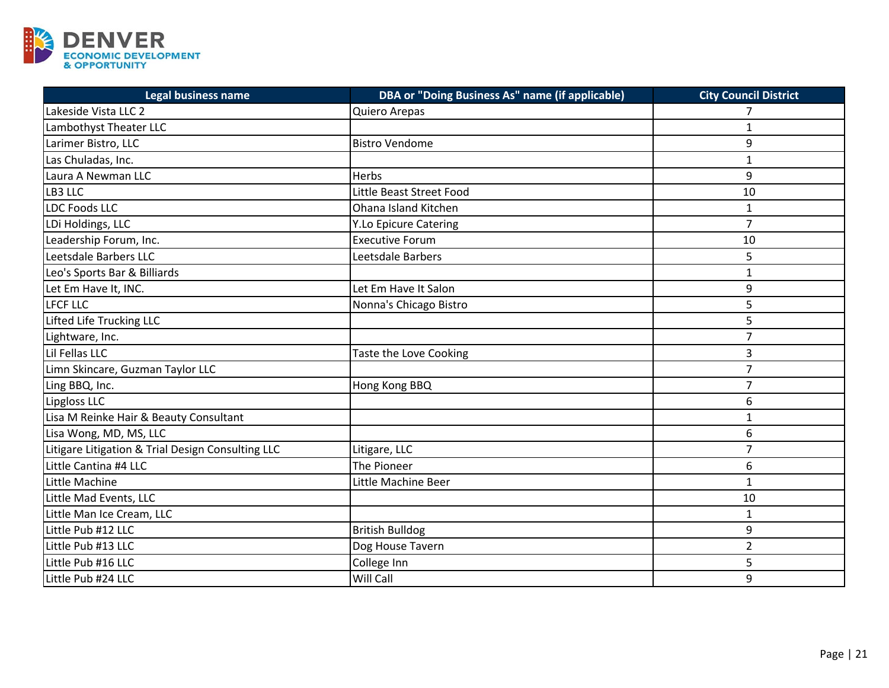| Legal business name | DBA or "Doing Business As" name (if applicable) | City Council District |
|---|---|---|
| Lakeside Vista LLC 2 | Quiero Arepas | 7 |
| Lambothyst Theater LLC | | 1 |
| Larimer Bistro, LLC | Bistro Vendome | 9 |
| Las Chuladas, Inc. | | 1 |
| Laura A Newman LLC | Herbs | 9 |
| LB3 LLC | Little Beast Street Food | 10 |
| LDC Foods LLC | Ohana Island Kitchen | 1 |
| LDi Holdings, LLC | Y.Lo Epicure Catering | 7 |
| Leadership Forum, Inc. | Executive Forum | 10 |
| Leetsdale Barbers LLC | Leetsdale Barbers | 5 |
| Leo's Sports Bar & Billiards | | 1 |
| Let Em Have It, INC. | Let Em Have It Salon | 9 |
| LFCF LLC | Nonna's Chicago Bistro | 5 |
| Lifted Life Trucking LLC | | 5 |
| Lightware, Inc. | | 7 |
| Lil Fellas LLC | Taste the Love Cooking | 3 |
| Limn Skincare, Guzman Taylor LLC | | 7 |
| Ling BBQ, Inc. | Hong Kong BBQ | 7 |
| Lipgloss LLC | | 6 |
| Lisa M Reinke Hair & Beauty Consultant | | 1 |
| Lisa Wong, MD, MS, LLC | | 6 |
| Litigare Litigation & Trial Design Consulting LLC | Litigare, LLC | 7 |
| Little Cantina #4 LLC | The Pioneer | 6 |
| Little Machine | Little Machine Beer | 1 |
| Little Mad Events, LLC | | 10 |
| Little Man Ice Cream, LLC | | 1 |
| Little Pub #12 LLC | British Bulldog | 9 |
| Little Pub #13 LLC | Dog House Tavern | 2 |
| Little Pub #16 LLC | College Inn | 5 |
| Little Pub #24 LLC | Will Call | 9 |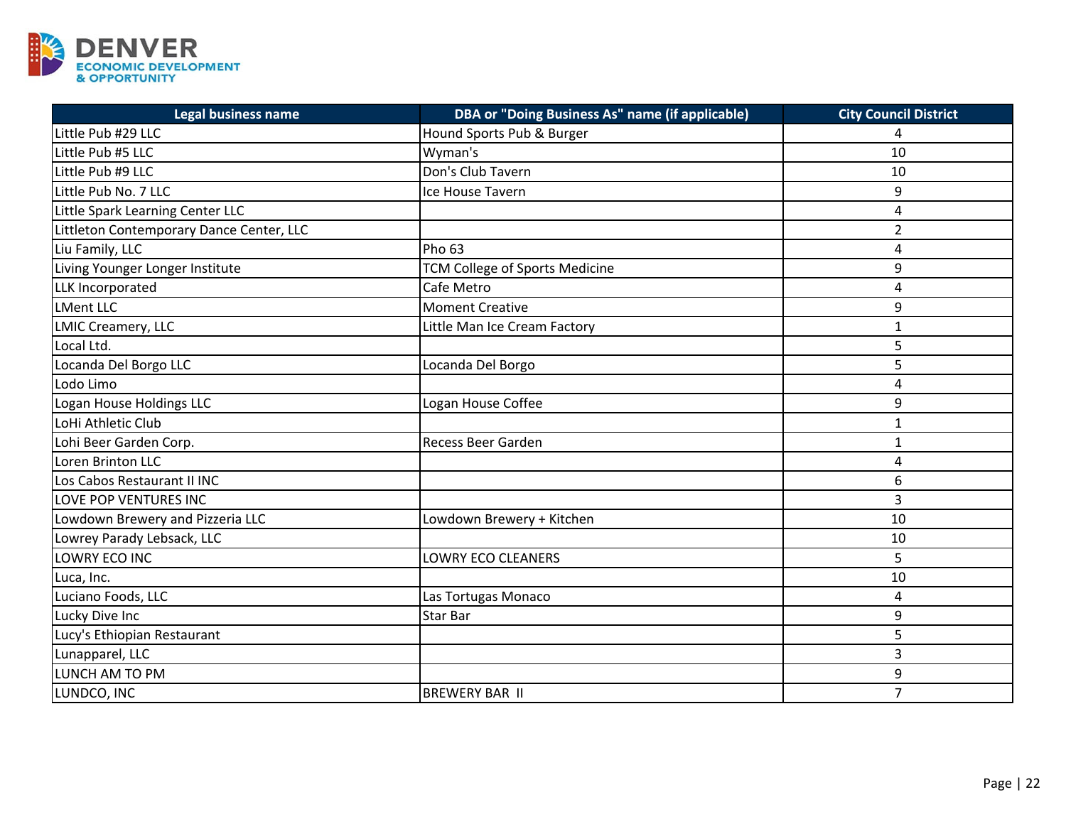| Legal business name | DBA or "Doing Business As" name (if applicable) | City Council District |
|---|---|---|
| Little Pub #29 LLC | Hound Sports Pub & Burger | 4 |
| Little Pub #5 LLC | Wyman's | 10 |
| Little Pub #9 LLC | Don's Club Tavern | 10 |
| Little Pub No. 7 LLC | Ice House Tavern | 9 |
| Little Spark Learning Center LLC | | 4 |
| Littleton Contemporary Dance Center, LLC | | 2 |
| Liu Family, LLC | Pho 63 | 4 |
| Living Younger Longer Institute | TCM College of Sports Medicine | 9 |
| LLK Incorporated | Cafe Metro | 4 |
| LMent LLC | Moment Creative | 9 |
| LMIC Creamery, LLC | Little Man Ice Cream Factory | 1 |
| Local Ltd. | | 5 |
| Locanda Del Borgo LLC | Locanda Del Borgo | 5 |
| Lodo Limo | | 4 |
| Logan House Holdings LLC | Logan House Coffee | 9 |
| LoHi Athletic Club | | 1 |
| Lohi Beer Garden Corp. | Recess Beer Garden | 1 |
| Loren Brinton LLC | | 4 |
| Los Cabos Restaurant II INC | | 6 |
| LOVE POP VENTURES INC | | 3 |
| Lowdown Brewery and Pizzeria LLC | Lowdown Brewery + Kitchen | 10 |
| Lowrey Parady Lebsack, LLC | | 10 |
| LOWRY ECO INC | LOWRY ECO CLEANERS | 5 |
| Luca, Inc. | | 10 |
| Luciano Foods, LLC | Las Tortugas Monaco | 4 |
| Lucky Dive Inc | Star Bar | 9 |
| Lucy's Ethiopian Restaurant | | 5 |
| Lunapparel, LLC | | 3 |
| LUNCH AM TO PM | | 9 |
| LUNDCO, INC | BREWERY BAR II | 7 |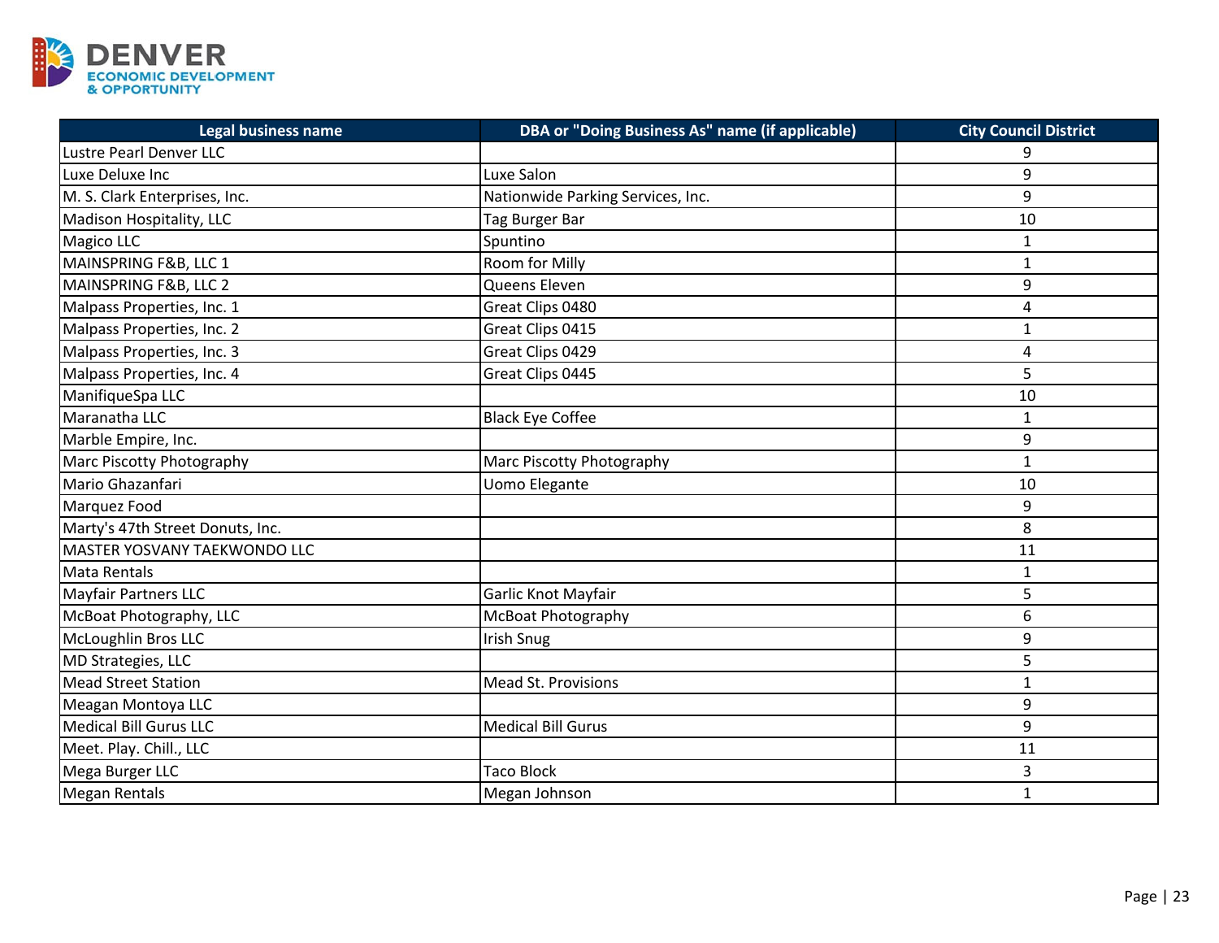| Legal business name | DBA or "Doing Business As" name (if applicable) | City Council District |
|---|---|---|
| Lustre Pearl Denver LLC | | 9 |
| Luxe Deluxe Inc | Luxe Salon | 9 |
| M. S. Clark Enterprises, Inc. | Nationwide Parking Services, Inc. | 9 |
| Madison Hospitality, LLC | Tag Burger Bar | 10 |
| Magico LLC | Spuntino | 1 |
| MAINSPRING F&B, LLC 1 | Room for Milly | 1 |
| MAINSPRING F&B, LLC 2 | Queens Eleven | 9 |
| Malpass Properties, Inc. 1 | Great Clips 0480 | 4 |
| Malpass Properties, Inc. 2 | Great Clips 0415 | 1 |
| Malpass Properties, Inc. 3 | Great Clips 0429 | 4 |
| Malpass Properties, Inc. 4 | Great Clips 0445 | 5 |
| ManifiqueSpa LLC | | 10 |
| Maranatha LLC | Black Eye Coffee | 1 |
| Marble Empire, Inc. | | 9 |
| Marc Piscotty Photography | Marc Piscotty Photography | 1 |
| Mario Ghazanfari | Uomo Elegante | 10 |
| Marquez Food | | 9 |
| Marty's 47th Street Donuts, Inc. | | 8 |
| MASTER YOSVANY TAEKWONDO LLC | | 11 |
| Mata Rentals | | 1 |
| Mayfair Partners LLC | Garlic Knot Mayfair | 5 |
| McBoat Photography, LLC | McBoat Photography | 6 |
| McLoughlin Bros LLC | Irish Snug | 9 |
| MD Strategies, LLC | | 5 |
| Mead Street Station | Mead St. Provisions | 1 |
| Meagan Montoya LLC | | 9 |
| Medical Bill Gurus LLC | Medical Bill Gurus | 9 |
| Meet. Play. Chill., LLC | | 11 |
| Mega Burger LLC | Taco Block | 3 |
| Megan Rentals | Megan Johnson | 1 |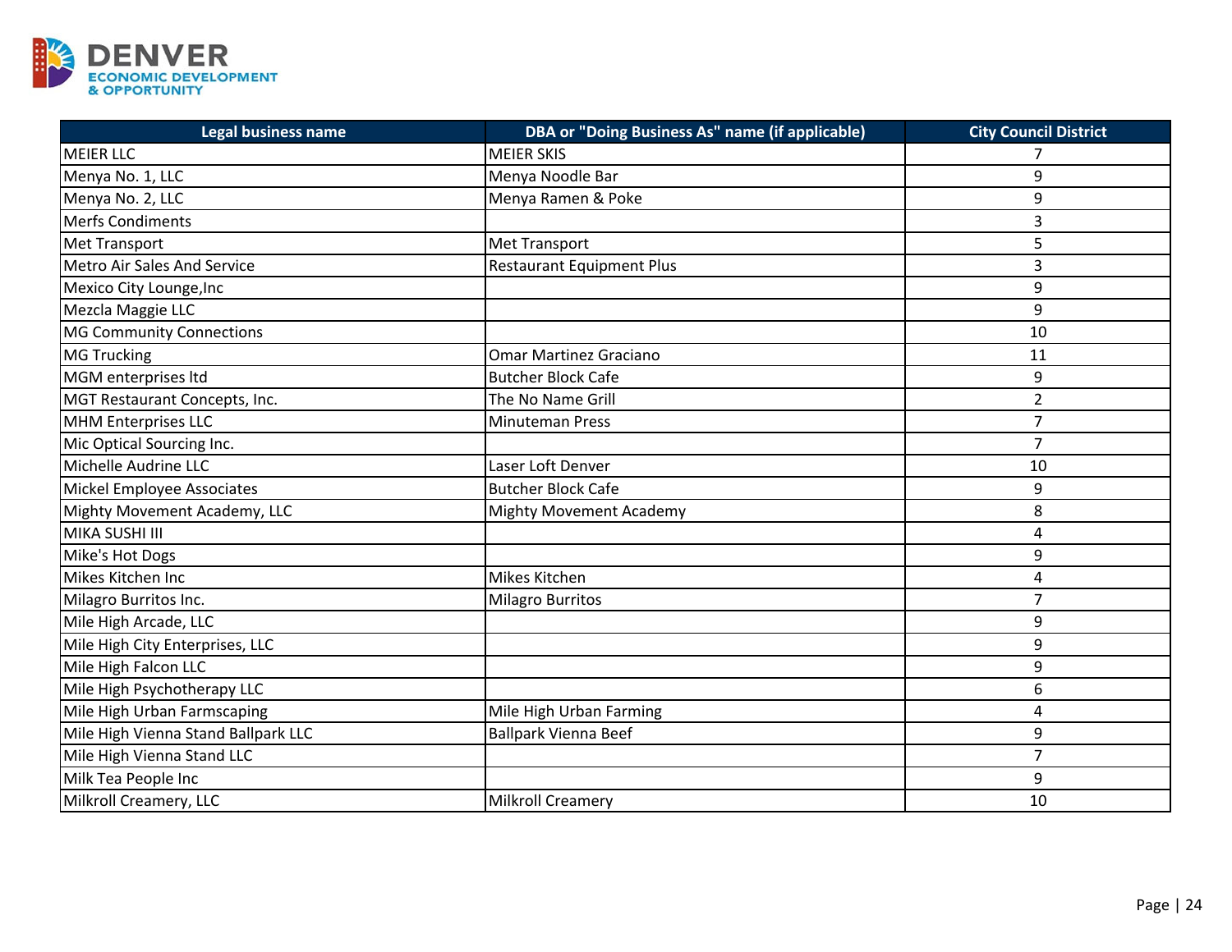| Legal business name | DBA or "Doing Business As" name (if applicable) | City Council District |
|---|---|---|
| MEIER LLC | MEIER SKIS | 7 |
| Menya No. 1, LLC | Menya Noodle Bar | 9 |
| Menya No. 2, LLC | Menya Ramen & Poke | 9 |
| Merfs Condiments | | 3 |
| Met Transport | Met Transport | 5 |
| Metro Air Sales And Service | Restaurant Equipment Plus | 3 |
| Mexico City Lounge,Inc | | 9 |
| Mezcla Maggie LLC | | 9 |
| MG Community Connections | | 10 |
| MG Trucking | Omar Martinez Graciano | 11 |
| MGM enterprises ltd | Butcher Block Cafe | 9 |
| MGT Restaurant Concepts, Inc. | The No Name Grill | 2 |
| MHM Enterprises LLC | Minuteman Press | 7 |
| Mic Optical Sourcing Inc. | | 7 |
| Michelle Audrine LLC | Laser Loft Denver | 10 |
| Mickel Employee Associates | Butcher Block Cafe | 9 |
| Mighty Movement Academy, LLC | Mighty Movement Academy | 8 |
| MIKA SUSHI III | | 4 |
| Mike's Hot Dogs | | 9 |
| Mikes Kitchen Inc | Mikes Kitchen | 4 |
| Milagro Burritos Inc. | Milagro Burritos | 7 |
| Mile High Arcade, LLC | | 9 |
| Mile High City Enterprises, LLC | | 9 |
| Mile High Falcon LLC | | 9 |
| Mile High Psychotherapy LLC | | 6 |
| Mile High Urban Farmscaping | Mile High Urban Farming | 4 |
| Mile High Vienna Stand Ballpark LLC | Ballpark Vienna Beef | 9 |
| Mile High Vienna Stand LLC | | 7 |
| Milk Tea People Inc | | 9 |
| Milkroll Creamery, LLC | Milkroll Creamery | 10 |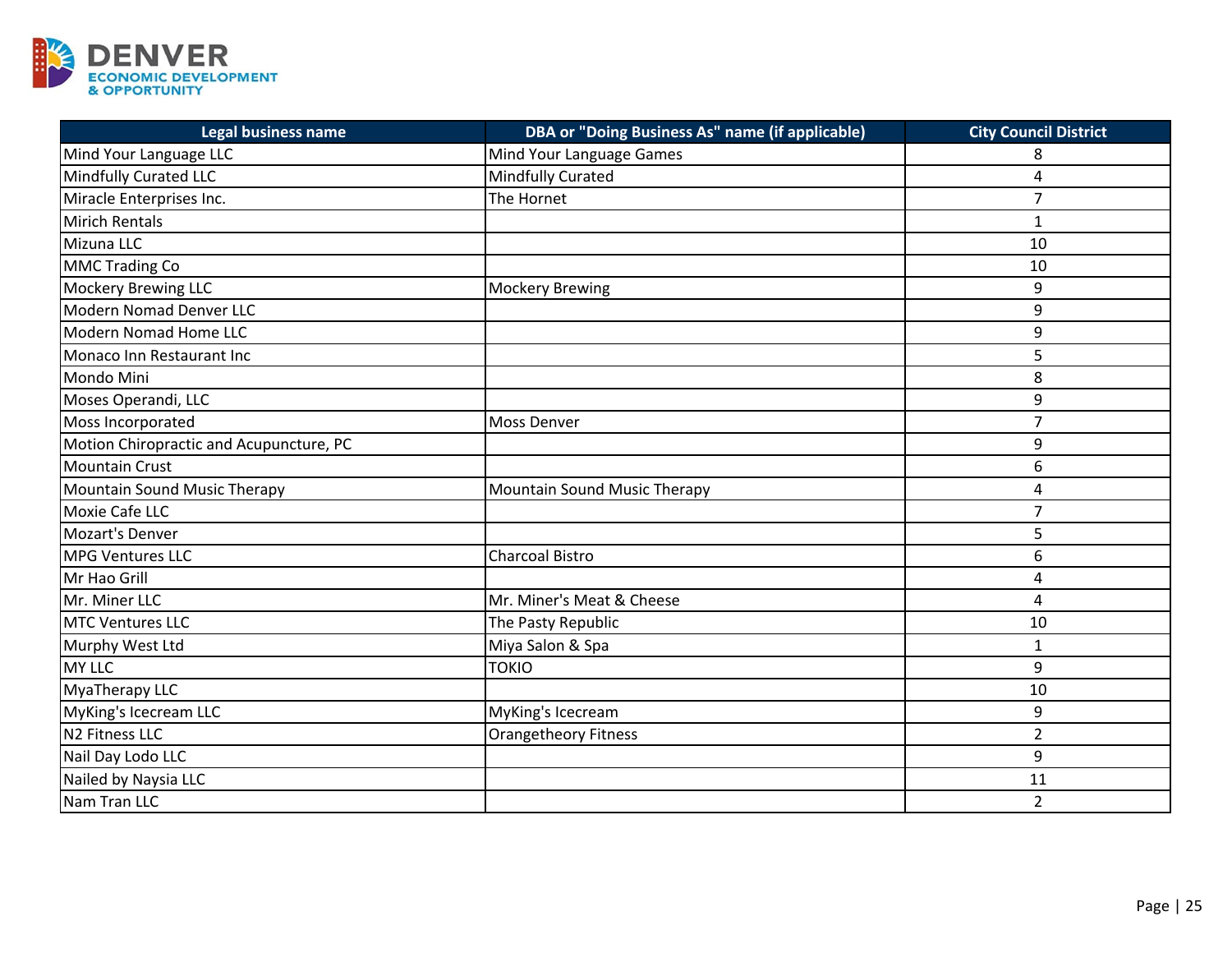| Legal business name | DBA or "Doing Business As" name (if applicable) | City Council District |
|---|---|---|
| Mind Your Language LLC | Mind Your Language Games | 8 |
| Mindfully Curated LLC | Mindfully Curated | 4 |
| Miracle Enterprises Inc. | The Hornet | 7 |
| Mirich Rentals | | 1 |
| Mizuna LLC | | 10 |
| MMC Trading Co | | 10 |
| Mockery Brewing LLC | Mockery Brewing | 9 |
| Modern Nomad Denver LLC | | 9 |
| Modern Nomad Home LLC | | 9 |
| Monaco Inn Restaurant Inc | | 5 |
| Mondo Mini | | 8 |
| Moses Operandi, LLC | | 9 |
| Moss Incorporated | Moss Denver | 7 |
| Motion Chiropractic and Acupuncture, PC | | 9 |
| Mountain Crust | | 6 |
| Mountain Sound Music Therapy | Mountain Sound Music Therapy | 4 |
| Moxie Cafe LLC | | 7 |
| Mozart's Denver | | 5 |
| MPG Ventures LLC | Charcoal Bistro | 6 |
| Mr Hao Grill | | 4 |
| Mr. Miner LLC | Mr. Miner's Meat & Cheese | 4 |
| MTC Ventures LLC | The Pasty Republic | 10 |
| Murphy West Ltd | Miya Salon & Spa | 1 |
| MY LLC | TOKIO | 9 |
| MyaTherapy LLC | | 10 |
| MyKing's Icecream LLC | MyKing's Icecream | 9 |
| N2 Fitness LLC | Orangetheory Fitness | 2 |
| Nail Day Lodo LLC | | 9 |
| Nailed by Naysia LLC | | 11 |
| Nam Tran LLC | | 2 |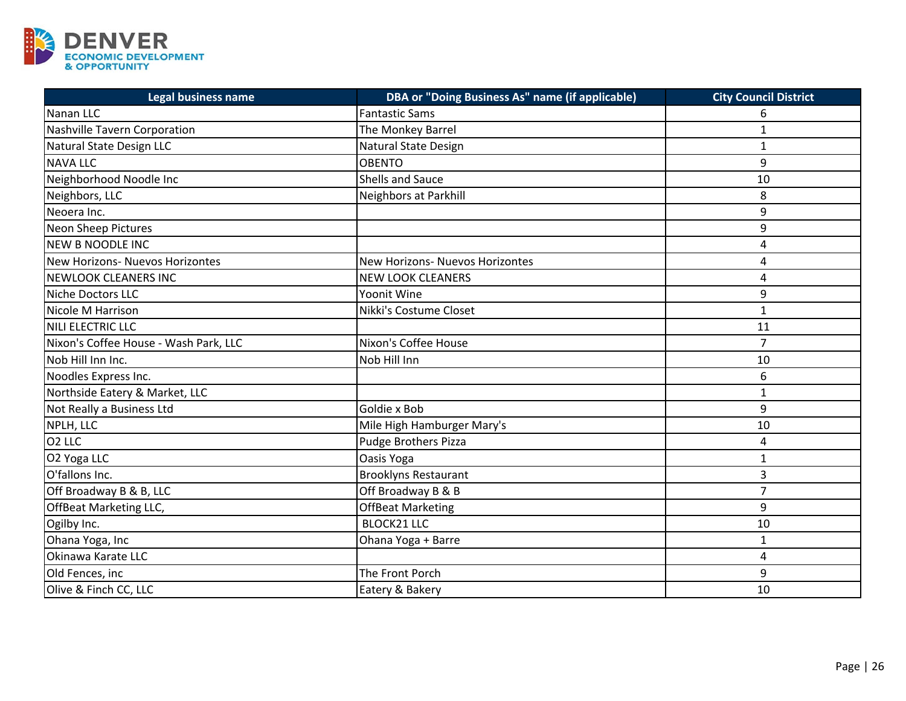| Legal business name | DBA or "Doing Business As" name (if applicable) | City Council District |
|---|---|---|
| Nanan LLC | Fantastic Sams | 6 |
| Nashville Tavern Corporation | The Monkey Barrel | 1 |
| Natural State Design LLC | Natural State Design | 1 |
| NAVA LLC | OBENTO | 9 |
| Neighborhood Noodle Inc | Shells and Sauce | 10 |
| Neighbors, LLC | Neighbors at Parkhill | 8 |
| Neoera Inc. | | 9 |
| Neon Sheep Pictures | | 9 |
| NEW B NOODLE INC | | 4 |
| New Horizons- Nuevos Horizontes | New Horizons- Nuevos Horizontes | 4 |
| NEWLOOK CLEANERS INC | NEW LOOK CLEANERS | 4 |
| Niche Doctors LLC | Yoonit Wine | 9 |
| Nicole M Harrison | Nikki's Costume Closet | 1 |
| NILI ELECTRIC LLC | | 11 |
| Nixon's Coffee House - Wash Park, LLC | Nixon's Coffee House | 7 |
| Nob Hill Inn Inc. | Nob Hill Inn | 10 |
| Noodles Express Inc. | | 6 |
| Northside Eatery & Market, LLC | | 1 |
| Not Really a Business Ltd | Goldie x Bob | 9 |
| NPLH, LLC | Mile High Hamburger Mary's | 10 |
| O2 LLC | Pudge Brothers Pizza | 4 |
| O2 Yoga LLC | Oasis Yoga | 1 |
| O'fallons Inc. | Brooklyns Restaurant | 3 |
| Off Broadway B & B, LLC | Off Broadway B & B | 7 |
| OffBeat Marketing LLC, | OffBeat Marketing | 9 |
| Ogilby Inc. | BLOCK21 LLC | 10 |
| Ohana Yoga, Inc | Ohana Yoga + Barre | 1 |
| Okinawa Karate LLC | | 4 |
| Old Fences, inc | The Front Porch | 9 |
| Olive & Finch CC, LLC | Eatery & Bakery | 10 |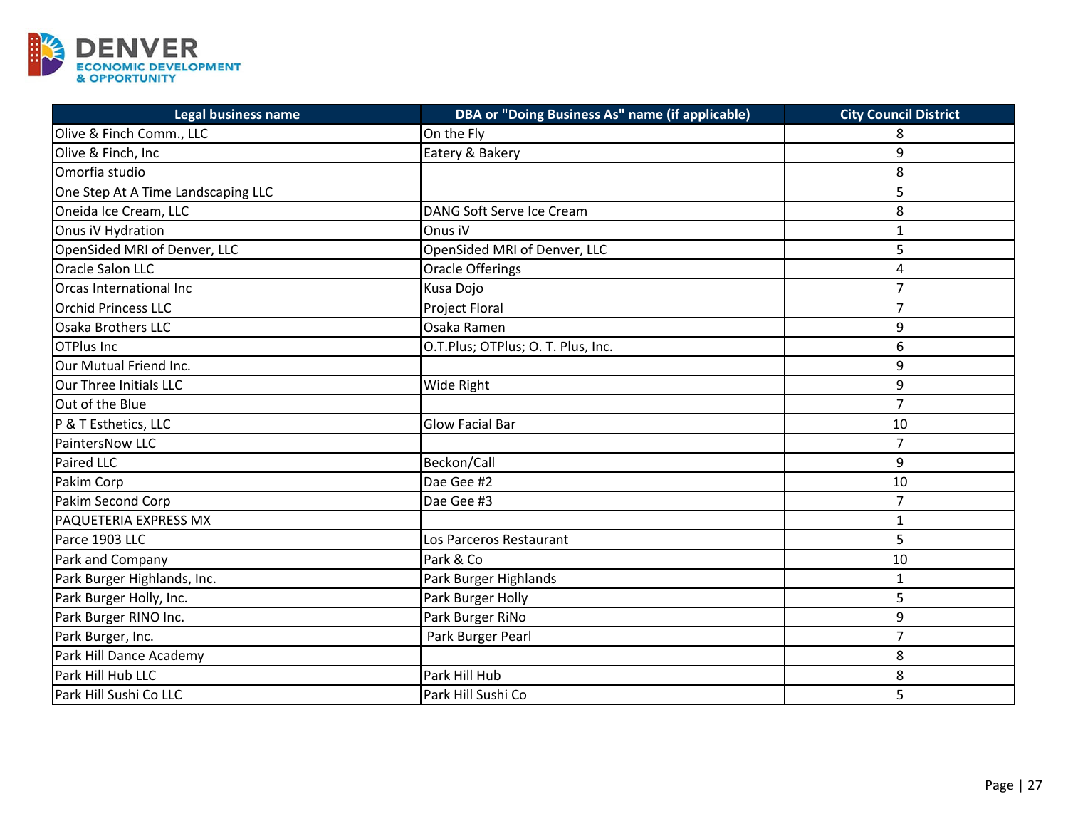| Legal business name | DBA or "Doing Business As" name (if applicable) | City Council District |
| --- | --- | --- |
| Olive & Finch Comm., LLC | On the Fly | 8 |
| Olive & Finch, Inc | Eatery & Bakery | 9 |
| Omorfia studio | | 8 |
| One Step At A Time Landscaping LLC | | 5 |
| Oneida Ice Cream, LLC | DANG Soft Serve Ice Cream | 8 |
| Onus iV Hydration | Onus iV | 1 |
| OpenSided MRI of Denver, LLC | OpenSided MRI of Denver, LLC | 5 |
| Oracle Salon LLC | Oracle Offerings | 4 |
| Orcas International Inc | Kusa Dojo | 7 |
| Orchid Princess LLC | Project Floral | 7 |
| Osaka Brothers LLC | Osaka Ramen | 9 |
| OTPlus Inc | O.T.Plus; OTPlus; O. T. Plus, Inc. | 6 |
| Our Mutual Friend Inc. | | 9 |
| Our Three Initials LLC | Wide Right | 9 |
| Out of the Blue | | 7 |
| P & T Esthetics, LLC | Glow Facial Bar | 10 |
| PaintersNow LLC | | 7 |
| Paired LLC | Beckon/Call | 9 |
| Pakim Corp | Dae Gee #2 | 10 |
| Pakim Second Corp | Dae Gee #3 | 7 |
| PAQUETERIA EXPRESS MX | | 1 |
| Parce 1903 LLC | Los Parceros Restaurant | 5 |
| Park and Company | Park & Co | 10 |
| Park Burger Highlands, Inc. | Park Burger Highlands | 1 |
| Park Burger Holly, Inc. | Park Burger Holly | 5 |
| Park Burger RINO Inc. | Park Burger RiNo | 9 |
| Park Burger, Inc. | Park Burger Pearl | 7 |
| Park Hill Dance Academy | | 8 |
| Park Hill Hub LLC | Park Hill Hub | 8 |
| Park Hill Sushi Co LLC | Park Hill Sushi Co | 5 |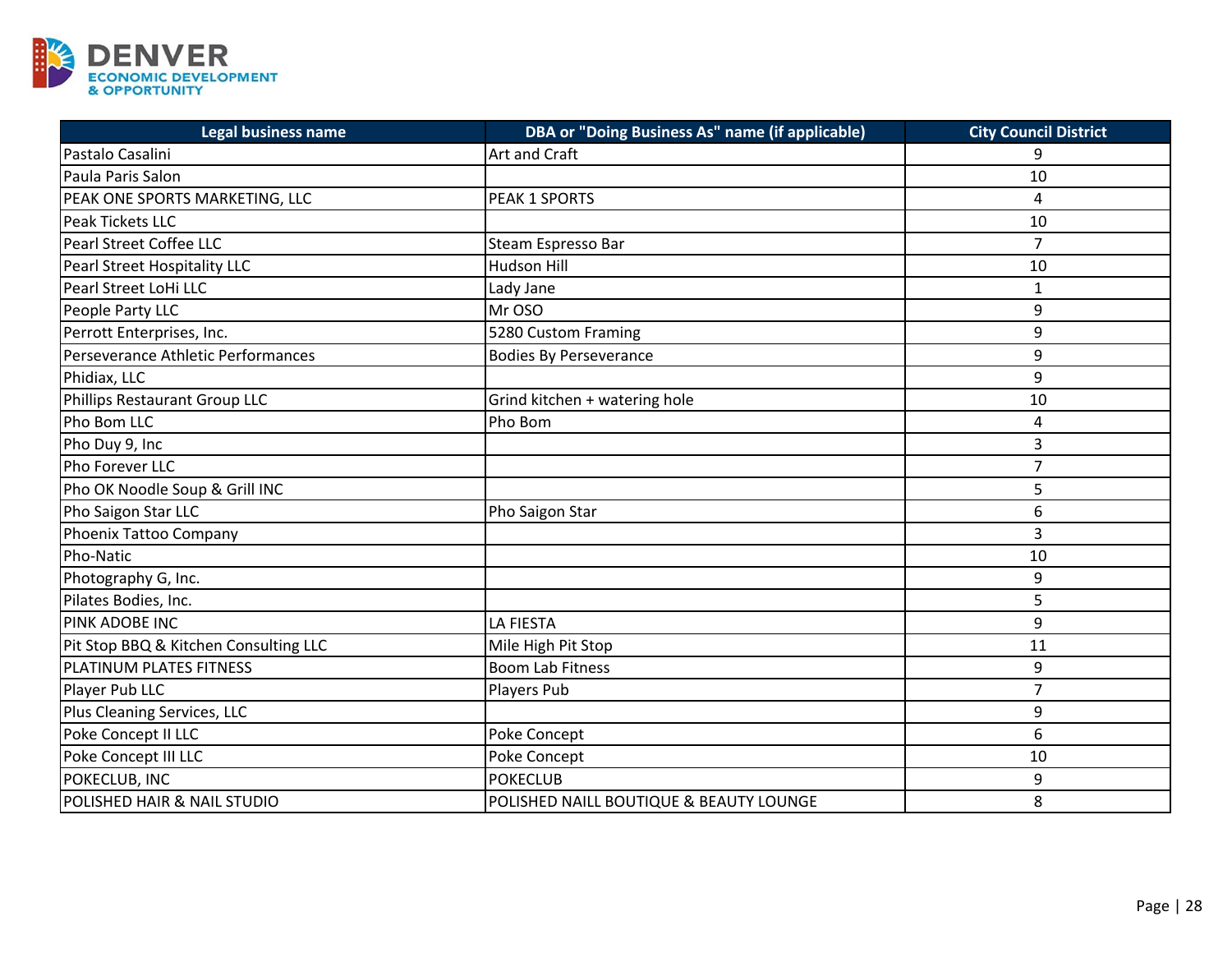| Legal business name | DBA or "Doing Business As" name (if applicable) | City Council District |
|---|---|---|
| Pastalo Casalini | Art and Craft | 9 |
| Paula Paris Salon | | 10 |
| PEAK ONE SPORTS MARKETING, LLC | PEAK 1 SPORTS | 4 |
| Peak Tickets LLC | | 10 |
| Pearl Street Coffee LLC | Steam Espresso Bar | 7 |
| Pearl Street Hospitality LLC | Hudson Hill | 10 |
| Pearl Street LoHi LLC | Lady Jane | 1 |
| People Party LLC | Mr OSO | 9 |
| Perrott Enterprises, Inc. | 5280 Custom Framing | 9 |
| Perseverance Athletic Performances | Bodies By Perseverance | 9 |
| Phidiax, LLC | | 9 |
| Phillips Restaurant Group LLC | Grind kitchen + watering hole | 10 |
| Pho Bom LLC | Pho Bom | 4 |
| Pho Duy 9, Inc | | 3 |
| Pho Forever LLC | | 7 |
| Pho OK Noodle Soup & Grill INC | | 5 |
| Pho Saigon Star LLC | Pho Saigon Star | 6 |
| Phoenix Tattoo Company | | 3 |
| Pho-Natic | | 10 |
| Photography G, Inc. | | 9 |
| Pilates Bodies, Inc. | | 5 |
| PINK ADOBE INC | LA FIESTA | 9 |
| Pit Stop BBQ & Kitchen Consulting LLC | Mile High Pit Stop | 11 |
| PLATINUM PLATES FITNESS | Boom Lab Fitness | 9 |
| Player Pub LLC | Players Pub | 7 |
| Plus Cleaning Services, LLC | | 9 |
| Poke Concept II LLC | Poke Concept | 6 |
| Poke Concept III LLC | Poke Concept | 10 |
| POKECLUB, INC | POKECLUB | 9 |
| POLISHED HAIR & NAIL STUDIO | POLISHED NAILL BOUTIQUE & BEAUTY LOUNGE | 8 |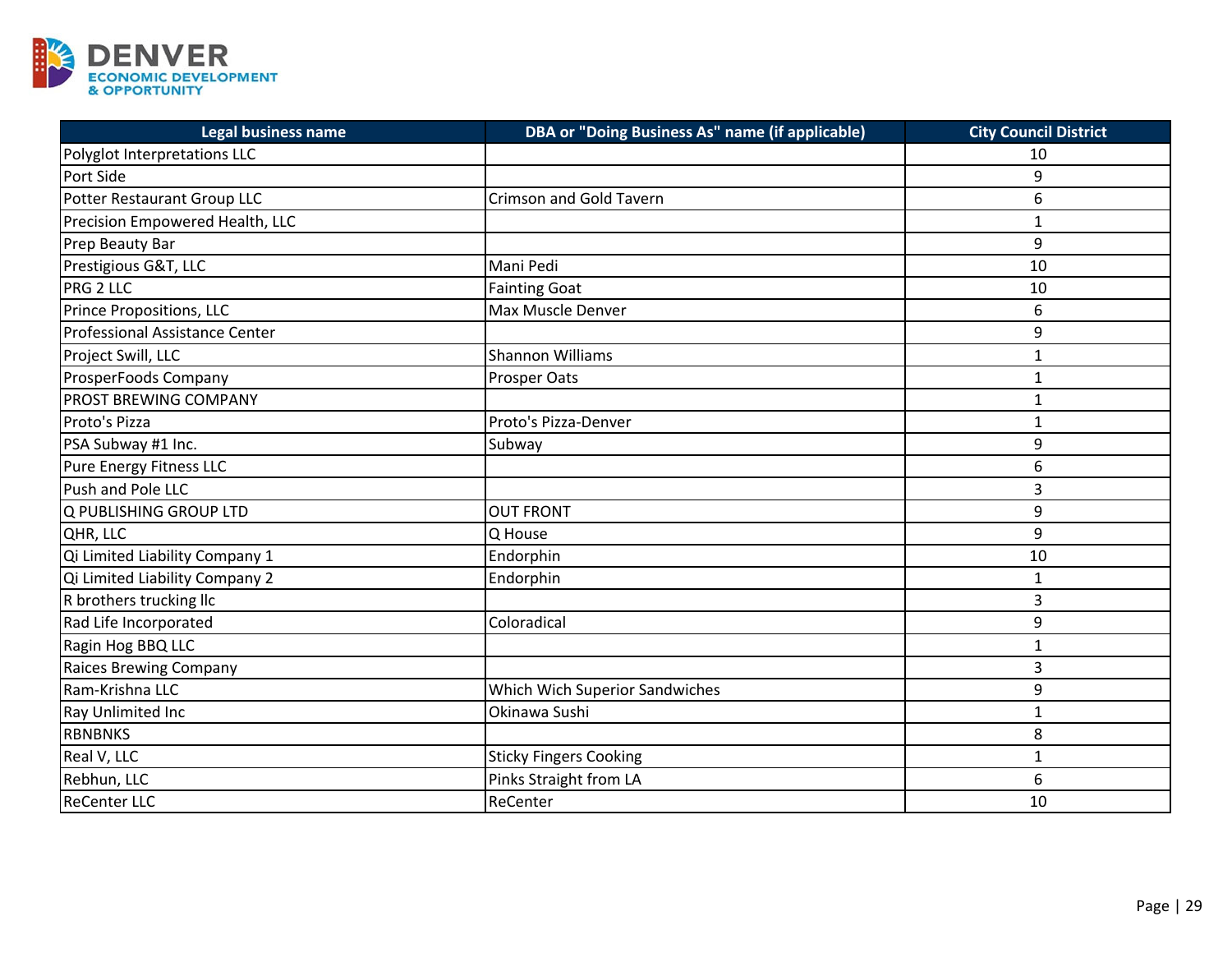| Legal business name | DBA or "Doing Business As" name (if applicable) | City Council District |
|---|---|---|
| Polyglot Interpretations LLC | | 10 |
| Port Side | | 9 |
| Potter Restaurant Group LLC | Crimson and Gold Tavern | 6 |
| Precision Empowered Health, LLC | | 1 |
| Prep Beauty Bar | | 9 |
| Prestigious G&T, LLC | Mani Pedi | 10 |
| PRG 2 LLC | Fainting Goat | 10 |
| Prince Propositions, LLC | Max Muscle Denver | 6 |
| Professional Assistance Center | | 9 |
| Project Swill, LLC | Shannon Williams | 1 |
| ProsperFoods Company | Prosper Oats | 1 |
| PROST BREWING COMPANY | | 1 |
| Proto's Pizza | Proto's Pizza-Denver | 1 |
| PSA Subway #1 Inc. | Subway | 9 |
| Pure Energy Fitness LLC | | 6 |
| Push and Pole LLC | | 3 |
| Q PUBLISHING GROUP LTD | OUT FRONT | 9 |
| QHR, LLC | Q House | 9 |
| Qi Limited Liability Company 1 | Endorphin | 10 |
| Qi Limited Liability Company 2 | Endorphin | 1 |
| R brothers trucking llc | | 3 |
| Rad Life Incorporated | Coloradical | 9 |
| Ragin Hog BBQ LLC | | 1 |
| Raices Brewing Company | | 3 |
| Ram-Krishna LLC | Which Wich Superior Sandwiches | 9 |
| Ray Unlimited Inc | Okinawa Sushi | 1 |
| RBNBNKS | | 8 |
| Real V, LLC | Sticky Fingers Cooking | 1 |
| Rebhun, LLC | Pinks Straight from LA | 6 |
| ReCenter LLC | ReCenter | 10 |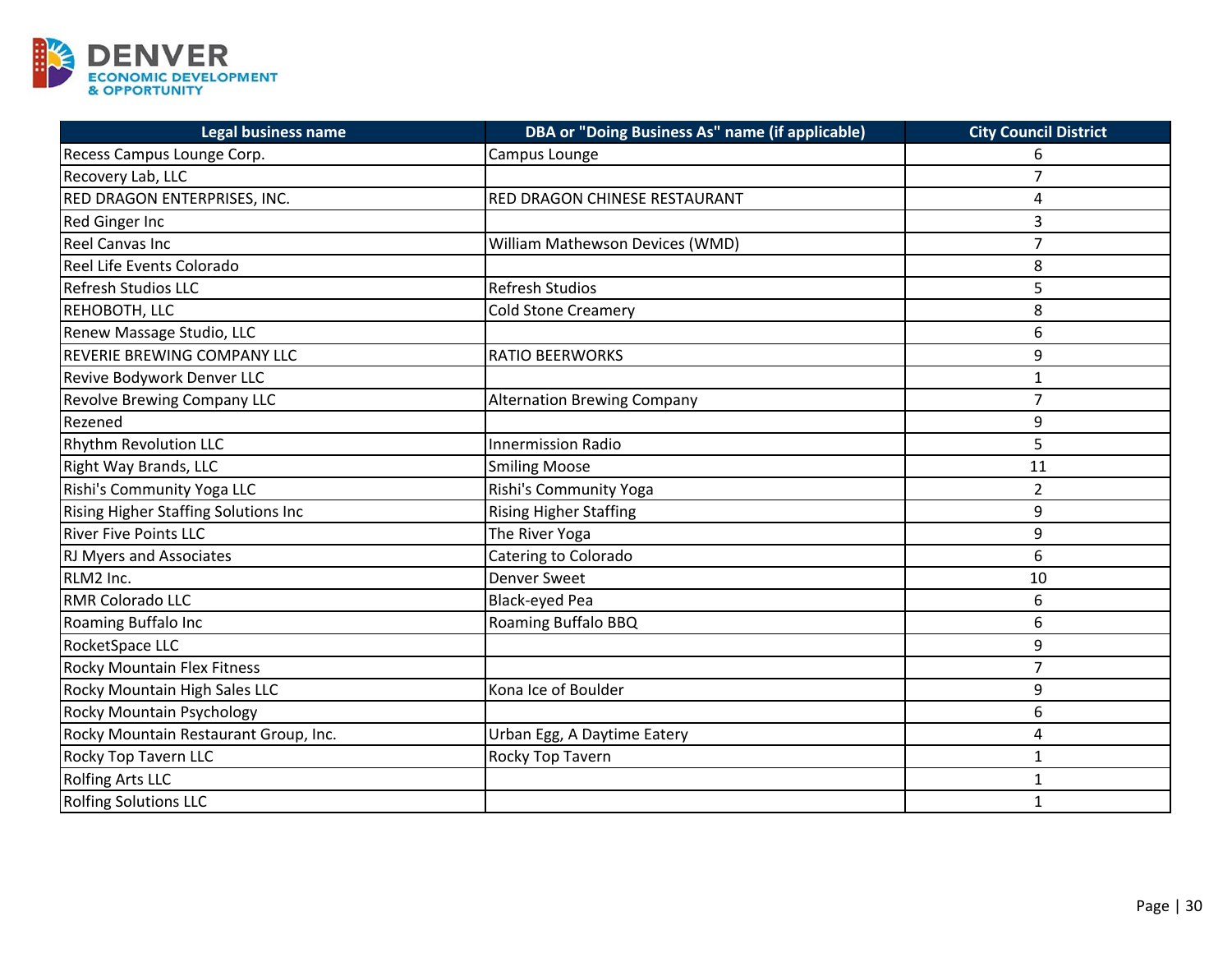| Legal business name | DBA or "Doing Business As" name (if applicable) | City Council District |
|---|---|---|
| Recess Campus Lounge Corp. | Campus Lounge | 6 |
| Recovery Lab, LLC | | 7 |
| RED DRAGON ENTERPRISES, INC. | RED DRAGON CHINESE RESTAURANT | 4 |
| Red Ginger Inc | | 3 |
| Reel Canvas Inc | William Mathewson Devices (WMD) | 7 |
| Reel Life Events Colorado | | 8 |
| Refresh Studios LLC | Refresh Studios | 5 |
| REHOBOTH, LLC | Cold Stone Creamery | 8 |
| Renew Massage Studio, LLC | | 6 |
| REVERIE BREWING COMPANY LLC | RATIO BEERWORKS | 9 |
| Revive Bodywork Denver LLC | | 1 |
| Revolve Brewing Company LLC | Alternation Brewing Company | 7 |
| Rezened | | 9 |
| Rhythm Revolution LLC | Innermission Radio | 5 |
| Right Way Brands, LLC | Smiling Moose | 11 |
| Rishi's Community Yoga LLC | Rishi's Community Yoga | 2 |
| Rising Higher Staffing Solutions Inc | Rising Higher Staffing | 9 |
| River Five Points LLC | The River Yoga | 9 |
| RJ Myers and Associates | Catering to Colorado | 6 |
| RLM2 Inc. | Denver Sweet | 10 |
| RMR Colorado LLC | Black-eyed Pea | 6 |
| Roaming Buffalo Inc | Roaming Buffalo BBQ | 6 |
| RocketSpace LLC | | 9 |
| Rocky Mountain Flex Fitness | | 7 |
| Rocky Mountain High Sales LLC | Kona Ice of Boulder | 9 |
| Rocky Mountain Psychology | | 6 |
| Rocky Mountain Restaurant Group, Inc. | Urban Egg, A Daytime Eatery | 4 |
| Rocky Top Tavern LLC | Rocky Top Tavern | 1 |
| Rolfing Arts LLC | | 1 |
| Rolfing Solutions LLC | | 1 |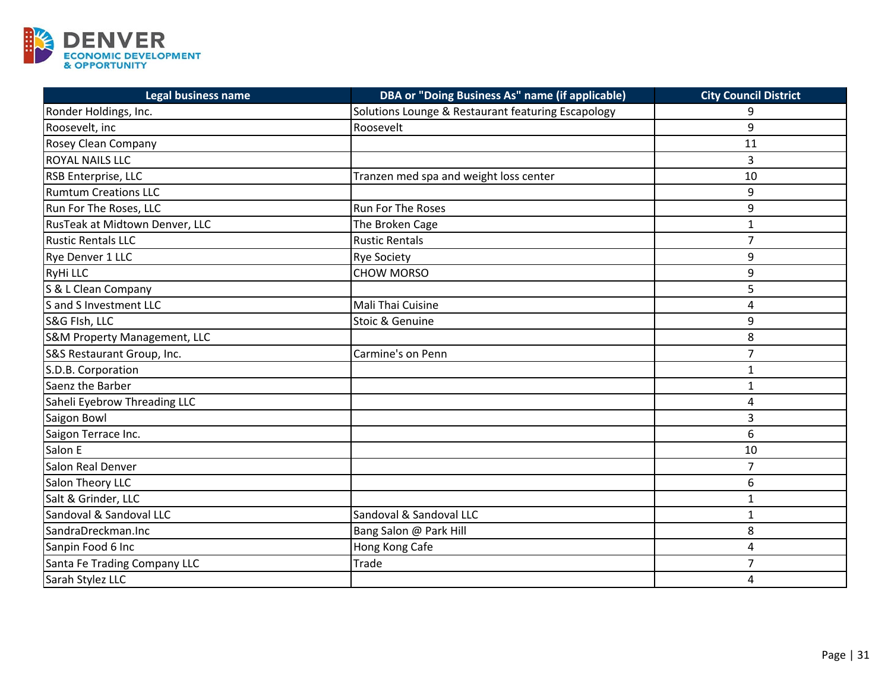| Legal business name | DBA or "Doing Business As" name (if applicable) | City Council District |
| --- | --- | --- |
| Ronder Holdings, Inc. | Solutions Lounge & Restaurant featuring Escapology | 9 |
| Roosevelt, inc | Roosevelt | 9 |
| Rosey Clean Company | | 11 |
| ROYAL NAILS LLC | | 3 |
| RSB Enterprise, LLC | Tranzen med spa and weight loss center | 10 |
| Rumtum Creations LLC | | 9 |
| Run For The Roses, LLC | Run For The Roses | 9 |
| RusTeak at Midtown Denver, LLC | The Broken Cage | 1 |
| Rustic Rentals LLC | Rustic Rentals | 7 |
| Rye Denver 1 LLC | Rye Society | 9 |
| RyHi LLC | CHOW MORSO | 9 |
| S & L Clean Company | | 5 |
| S and S Investment LLC | Mali Thai Cuisine | 4 |
| S&G FIsh, LLC | Stoic & Genuine | 9 |
| S&M Property Management, LLC | | 8 |
| S&S Restaurant Group, Inc. | Carmine's on Penn | 7 |
| S.D.B. Corporation | | 1 |
| Saenz the Barber | | 1 |
| Saheli Eyebrow Threading LLC | | 4 |
| Saigon Bowl | | 3 |
| Saigon Terrace Inc. | | 6 |
| Salon E | | 10 |
| Salon Real Denver | | 7 |
| Salon Theory LLC | | 6 |
| Salt & Grinder, LLC | | 1 |
| Sandoval & Sandoval LLC | Sandoval & Sandoval LLC | 1 |
| SandraDreckman.Inc | Bang Salon @ Park Hill | 8 |
| Sanpin Food 6 Inc | Hong Kong Cafe | 4 |
| Santa Fe Trading Company LLC | Trade | 7 |
| Sarah Stylez LLC | | 4 |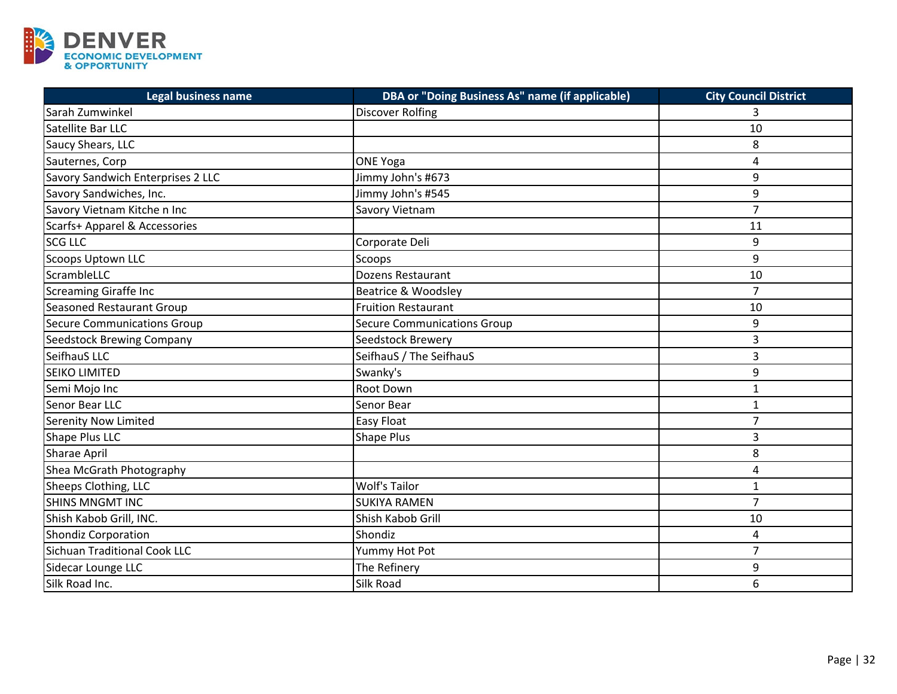| Legal business name | DBA or "Doing Business As" name (if applicable) | City Council District |
|---|---|---|
| Sarah Zumwinkel | Discover Rolfing | 3 |
| Satellite Bar LLC | | 10 |
| Saucy Shears, LLC | | 8 |
| Sauternes, Corp | ONE Yoga | 4 |
| Savory Sandwich Enterprises 2 LLC | Jimmy John's #673 | 9 |
| Savory Sandwiches, Inc. | Jimmy John's #545 | 9 |
| Savory Vietnam Kitche n Inc | Savory Vietnam | 7 |
| Scarfs+ Apparel & Accessories | | 11 |
| SCG LLC | Corporate Deli | 9 |
| Scoops Uptown LLC | Scoops | 9 |
| ScrambleLLC | Dozens Restaurant | 10 |
| Screaming Giraffe Inc | Beatrice & Woodsley | 7 |
| Seasoned Restaurant Group | Fruition Restaurant | 10 |
| Secure Communications Group | Secure Communications Group | 9 |
| Seedstock Brewing Company | Seedstock Brewery | 3 |
| SeifhauS LLC | SeifhauS / The SeifhauS | 3 |
| SEIKO LIMITED | Swanky's | 9 |
| Semi Mojo Inc | Root Down | 1 |
| Senor Bear LLC | Senor Bear | 1 |
| Serenity Now Limited | Easy Float | 7 |
| Shape Plus LLC | Shape Plus | 3 |
| Sharae April | | 8 |
| Shea McGrath Photography | | 4 |
| Sheeps Clothing, LLC | Wolf's Tailor | 1 |
| SHINS MNGMT INC | SUKIYA RAMEN | 7 |
| Shish Kabob Grill, INC. | Shish Kabob Grill | 10 |
| Shondiz Corporation | Shondiz | 4 |
| Sichuan Traditional Cook LLC | Yummy Hot Pot | 7 |
| Sidecar Lounge LLC | The Refinery | 9 |
| Silk Road Inc. | Silk Road | 6 |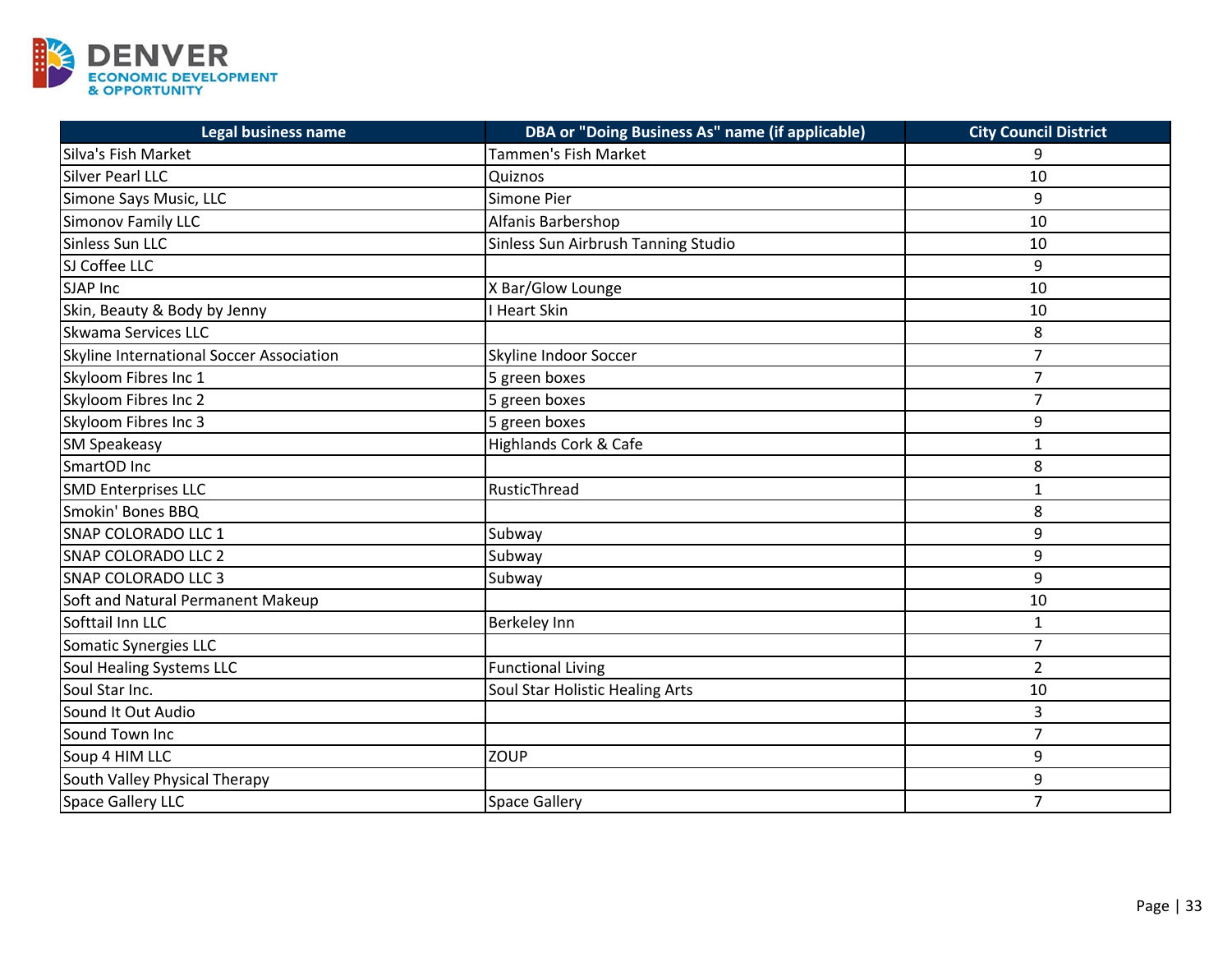| Legal business name | DBA or "Doing Business As" name (if applicable) | City Council District |
|---|---|---|
| Silva's Fish Market | Tammen's Fish Market | 9 |
| Silver Pearl LLC | Quiznos | 10 |
| Simone Says Music, LLC | Simone Pier | 9 |
| Simonov Family LLC | Alfanis Barbershop | 10 |
| Sinless Sun LLC | Sinless Sun Airbrush Tanning Studio | 10 |
| SJ Coffee LLC | | 9 |
| SJAP Inc | X Bar/Glow Lounge | 10 |
| Skin, Beauty & Body by Jenny | I Heart Skin | 10 |
| Skwama Services LLC | | 8 |
| Skyline International Soccer Association | Skyline Indoor Soccer | 7 |
| Skyloom Fibres Inc 1 | 5 green boxes | 7 |
| Skyloom Fibres Inc 2 | 5 green boxes | 7 |
| Skyloom Fibres Inc 3 | 5 green boxes | 9 |
| SM Speakeasy | Highlands Cork & Cafe | 1 |
| SmartOD Inc | | 8 |
| SMD Enterprises LLC | RusticThread | 1 |
| Smokin' Bones BBQ | | 8 |
| SNAP COLORADO LLC 1 | Subway | 9 |
| SNAP COLORADO LLC 2 | Subway | 9 |
| SNAP COLORADO LLC 3 | Subway | 9 |
| Soft and Natural Permanent Makeup | | 10 |
| Softtail Inn LLC | Berkeley Inn | 1 |
| Somatic Synergies LLC | | 7 |
| Soul Healing Systems LLC | Functional Living | 2 |
| Soul Star Inc. | Soul Star Holistic Healing Arts | 10 |
| Sound It Out Audio | | 3 |
| Sound Town Inc | | 7 |
| Soup 4 HIM LLC | ZOUP | 9 |
| South Valley Physical Therapy | | 9 |
| Space Gallery LLC | Space Gallery | 7 |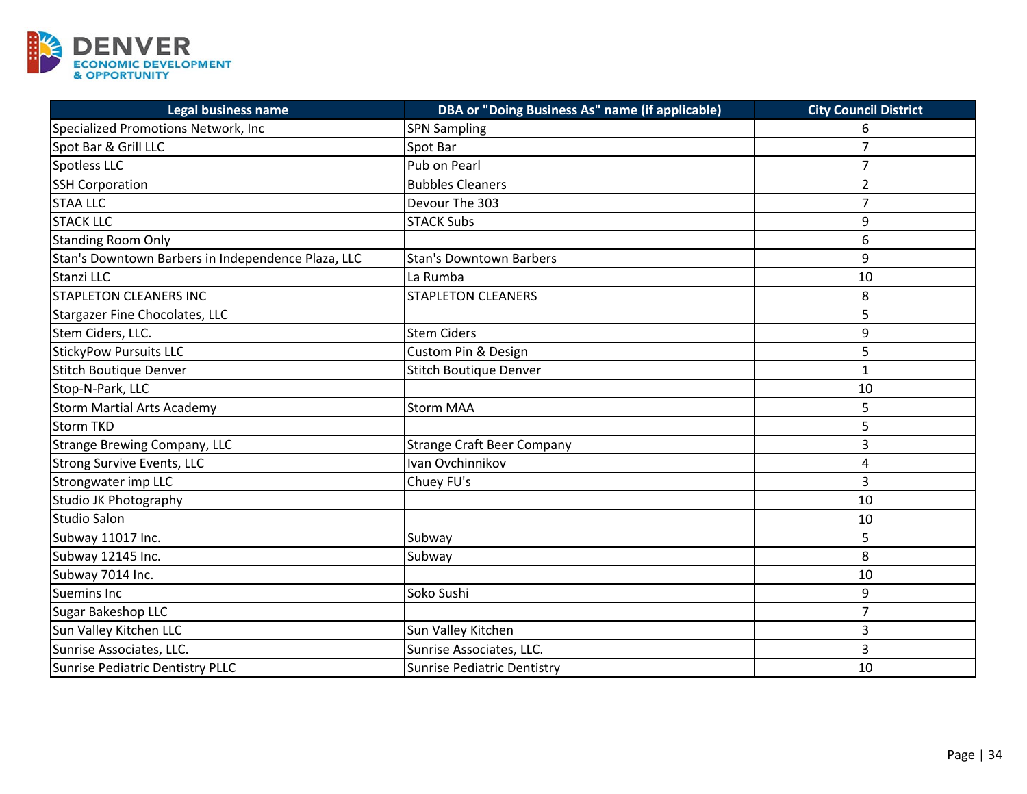| Legal business name | DBA or "Doing Business As" name (if applicable) | City Council District |
|---|---|---|
| Specialized Promotions Network, Inc | SPN Sampling | 6 |
| Spot Bar & Grill LLC | Spot Bar | 7 |
| Spotless LLC | Pub on Pearl | 7 |
| SSH Corporation | Bubbles Cleaners | 2 |
| STAA LLC | Devour The 303 | 7 |
| STACK LLC | STACK Subs | 9 |
| Standing Room Only | | 6 |
| Stan's Downtown Barbers in Independence Plaza, LLC | Stan's Downtown Barbers | 9 |
| Stanzi LLC | La Rumba | 10 |
| STAPLETON CLEANERS INC | STAPLETON CLEANERS | 8 |
| Stargazer Fine Chocolates, LLC | | 5 |
| Stem Ciders, LLC. | Stem Ciders | 9 |
| StickyPow Pursuits LLC | Custom Pin & Design | 5 |
| Stitch Boutique Denver | Stitch Boutique Denver | 1 |
| Stop-N-Park, LLC | | 10 |
| Storm Martial Arts Academy | Storm MAA | 5 |
| Storm TKD | | 5 |
| Strange Brewing Company, LLC | Strange Craft Beer Company | 3 |
| Strong Survive Events, LLC | Ivan Ovchinnikov | 4 |
| Strongwater imp LLC | Chuey FU's | 3 |
| Studio JK Photography | | 10 |
| Studio Salon | | 10 |
| Subway 11017 Inc. | Subway | 5 |
| Subway 12145 Inc. | Subway | 8 |
| Subway 7014 Inc. | | 10 |
| Suemins Inc | Soko Sushi | 9 |
| Sugar Bakeshop LLC | | 7 |
| Sun Valley Kitchen LLC | Sun Valley Kitchen | 3 |
| Sunrise Associates, LLC. | Sunrise Associates, LLC. | 3 |
| Sunrise Pediatric Dentistry PLLC | Sunrise Pediatric Dentistry | 10 |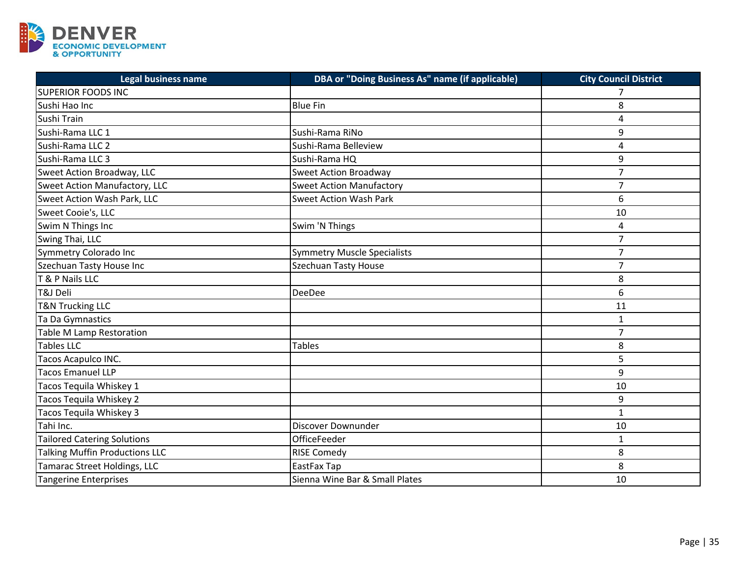| Legal business name | DBA or "Doing Business As" name (if applicable) | City Council District |
|---|---|---|
| SUPERIOR FOODS INC | | 7 |
| Sushi Hao Inc | Blue Fin | 8 |
| Sushi Train | | 4 |
| Sushi-Rama LLC 1 | Sushi-Rama RiNo | 9 |
| Sushi-Rama LLC 2 | Sushi-Rama Belleview | 4 |
| Sushi-Rama LLC 3 | Sushi-Rama HQ | 9 |
| Sweet Action Broadway, LLC | Sweet Action Broadway | 7 |
| Sweet Action Manufactory, LLC | Sweet Action Manufactory | 7 |
| Sweet Action Wash Park, LLC | Sweet Action Wash Park | 6 |
| Sweet Cooie's, LLC | | 10 |
| Swim N Things Inc | Swim 'N Things | 4 |
| Swing Thai, LLC | | 7 |
| Symmetry Colorado Inc | Symmetry Muscle Specialists | 7 |
| Szechuan Tasty House Inc | Szechuan Tasty House | 7 |
| T & P Nails LLC | | 8 |
| T&J Deli | DeeDee | 6 |
| T&N Trucking LLC | | 11 |
| Ta Da Gymnastics | | 1 |
| Table M Lamp Restoration | | 7 |
| Tables LLC | Tables | 8 |
| Tacos Acapulco INC. | | 5 |
| Tacos Emanuel LLP | | 9 |
| Tacos Tequila Whiskey 1 | | 10 |
| Tacos Tequila Whiskey 2 | | 9 |
| Tacos Tequila Whiskey 3 | | 1 |
| Tahi Inc. | Discover Downunder | 10 |
| Tailored Catering Solutions | OfficeFeeder | 1 |
| Talking Muffin Productions LLC | RISE Comedy | 8 |
| Tamarac Street Holdings, LLC | EastFax Tap | 8 |
| Tangerine Enterprises | Sienna Wine Bar & Small Plates | 10 |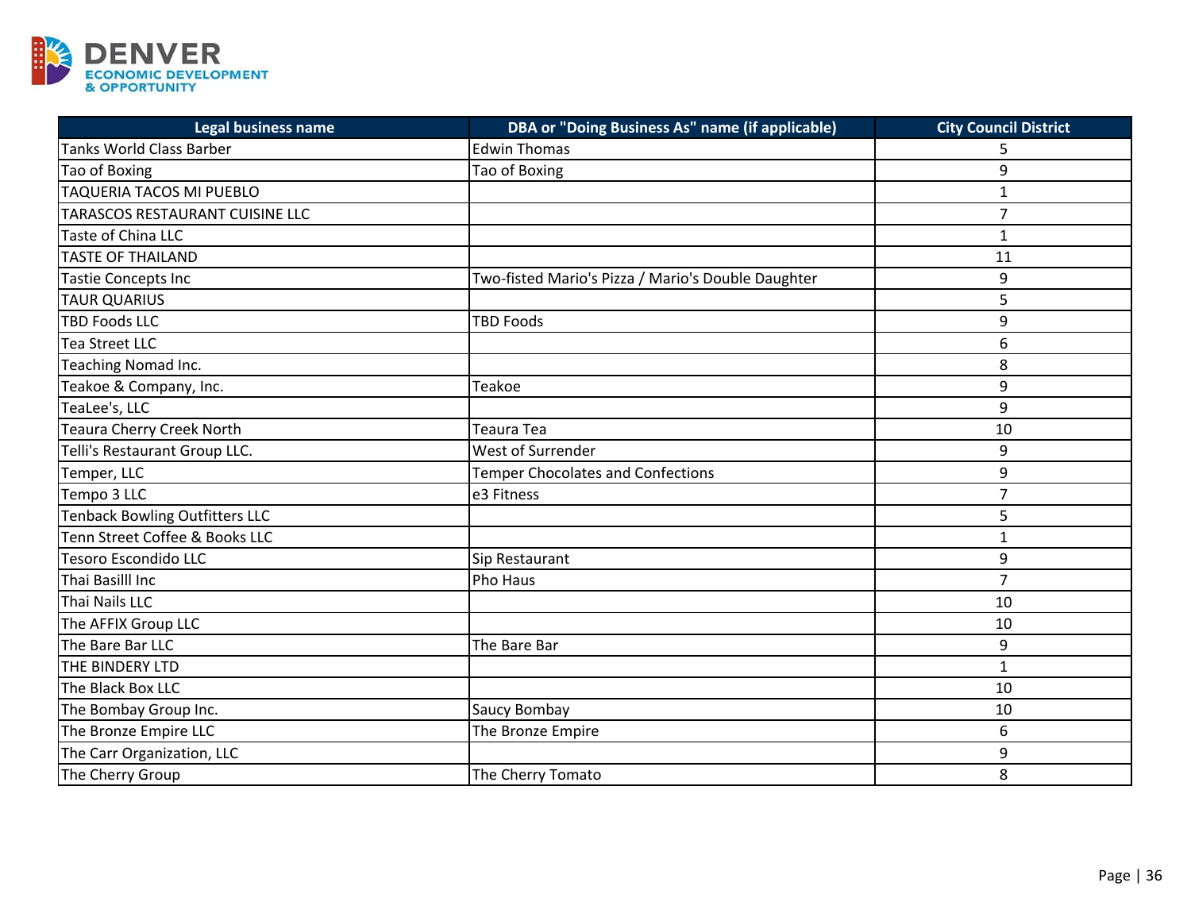| Legal business name | DBA or "Doing Business As" name (if applicable) | City Council District |
|---|---|---|
| Tanks World Class Barber | Edwin Thomas | 5 |
| Tao of Boxing | Tao of Boxing | 9 |
| TAQUERIA TACOS MI PUEBLO | | 1 |
| TARASCOS RESTAURANT CUISINE LLC | | 7 |
| Taste of China LLC | | 1 |
| TASTE OF THAILAND | | 11 |
| Tastie Concepts Inc | Two-fisted Mario's Pizza / Mario's Double Daughter | 9 |
| TAUR QUARIUS | | 5 |
| TBD Foods LLC | TBD Foods | 9 |
| Tea Street LLC | | 6 |
| Teaching Nomad Inc. | | 8 |
| Teakoe & Company, Inc. | Teakoe | 9 |
| TeaLee's, LLC | | 9 |
| Teaura Cherry Creek North | Teaura Tea | 10 |
| Telli's Restaurant Group LLC. | West of Surrender | 9 |
| Temper, LLC | Temper Chocolates and Confections | 9 |
| Tempo 3 LLC | e3 Fitness | 7 |
| Tenback Bowling Outfitters LLC | | 5 |
| Tenn Street Coffee & Books LLC | | 1 |
| Tesoro Escondido LLC | Sip Restaurant | 9 |
| Thai Basilll Inc | Pho Haus | 7 |
| Thai Nails LLC | | 10 |
| The AFFIX Group LLC | | 10 |
| The Bare Bar LLC | The Bare Bar | 9 |
| THE BINDERY LTD | | 1 |
| The Black Box LLC | | 10 |
| The Bombay Group Inc. | Saucy Bombay | 10 |
| The Bronze Empire LLC | The Bronze Empire | 6 |
| The Carr Organization, LLC | | 9 |
| The Cherry Group | The Cherry Tomato | 8 |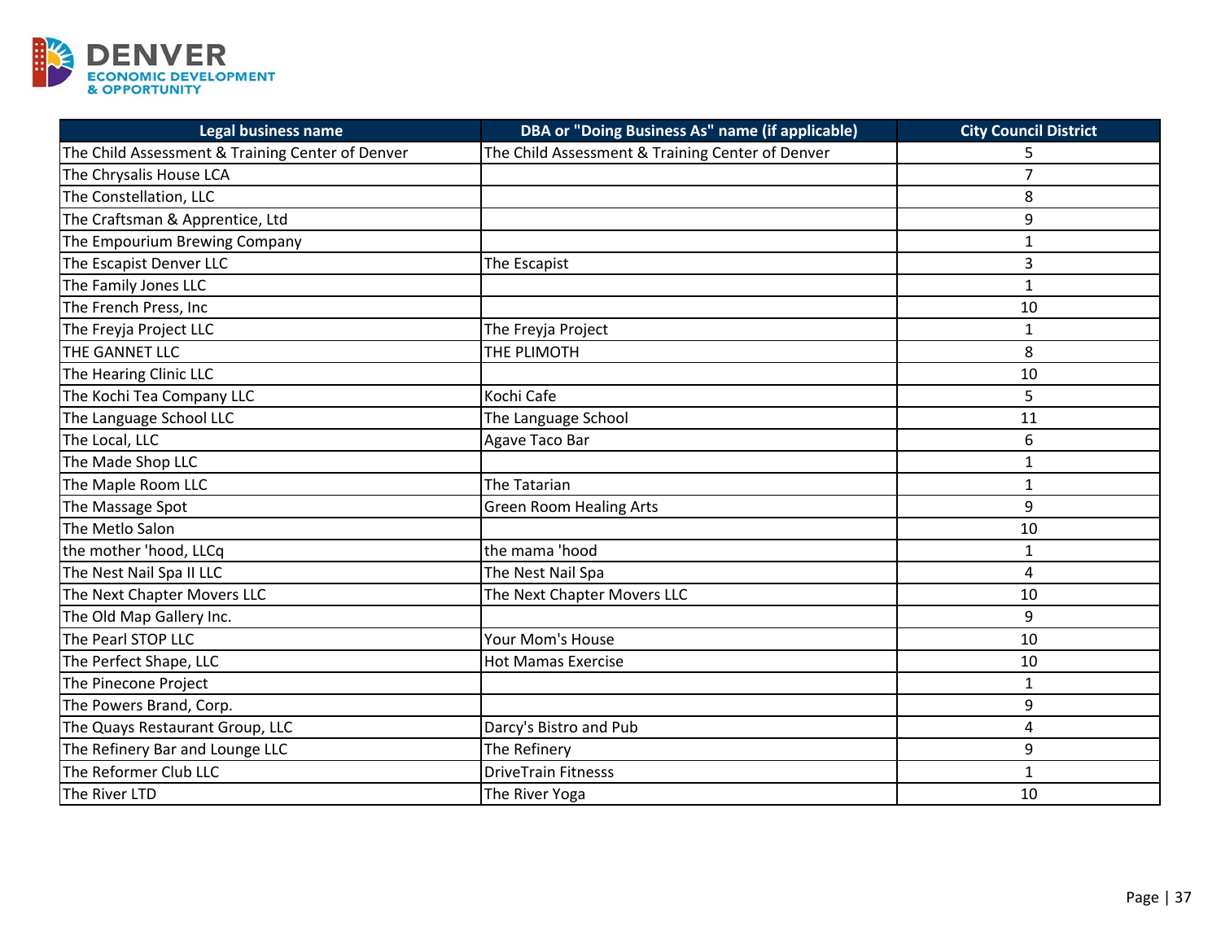| Legal business name | DBA or "Doing Business As" name (if applicable) | City Council District |
| --- | --- | --- |
| The Child Assessment & Training Center of Denver | The Child Assessment & Training Center of Denver | 5 |
| The Chrysalis House LCA | | 7 |
| The Constellation, LLC | | 8 |
| The Craftsman & Apprentice, Ltd | | 9 |
| The Empourium Brewing Company | | 1 |
| The Escapist Denver LLC | The Escapist | 3 |
| The Family Jones LLC | | 1 |
| The French Press, Inc | | 10 |
| The Freyja Project LLC | The Freyja Project | 1 |
| THE GANNET LLC | THE PLIMOTH | 8 |
| The Hearing Clinic LLC | | 10 |
| The Kochi Tea Company LLC | Kochi Cafe | 5 |
| The Language School LLC | The Language School | 11 |
| The Local, LLC | Agave Taco Bar | 6 |
| The Made Shop LLC | | 1 |
| The Maple Room LLC | The Tatarian | 1 |
| The Massage Spot | Green Room Healing Arts | 9 |
| The Metlo Salon | | 10 |
| the mother 'hood, LLCq | the mama 'hood | 1 |
| The Nest Nail Spa II LLC | The Nest Nail Spa | 4 |
| The Next Chapter Movers LLC | The Next Chapter Movers LLC | 10 |
| The Old Map Gallery Inc. | | 9 |
| The Pearl STOP LLC | Your Mom's House | 10 |
| The Perfect Shape, LLC | Hot Mamas Exercise | 10 |
| The Pinecone Project | | 1 |
| The Powers Brand, Corp. | | 9 |
| The Quays Restaurant Group, LLC | Darcy's Bistro and Pub | 4 |
| The Refinery Bar and Lounge LLC | The Refinery | 9 |
| The Reformer Club LLC | DriveTrain Fitnesss | 1 |
| The River LTD | The River Yoga | 10 |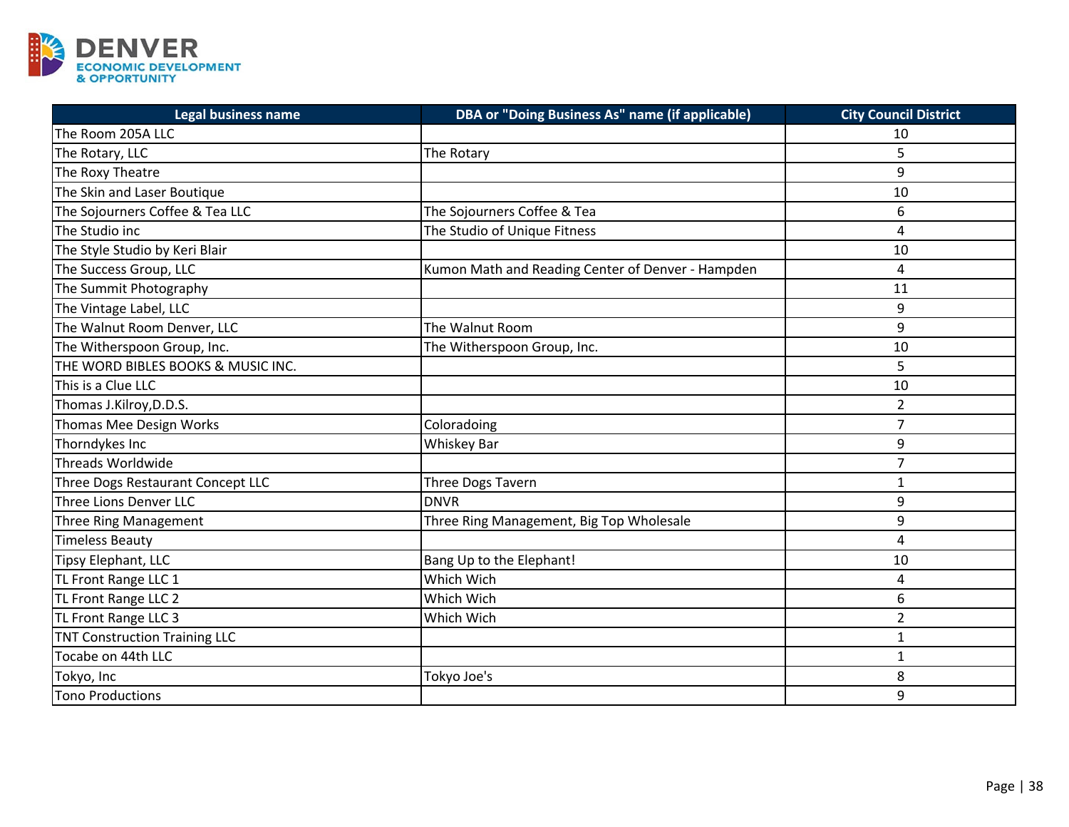| Legal business name | DBA or "Doing Business As" name (if applicable) | City Council District |
|---|---|---|
| The Room 205A LLC | | 10 |
| The Rotary, LLC | The Rotary | 5 |
| The Roxy Theatre | | 9 |
| The Skin and Laser Boutique | | 10 |
| The Sojourners Coffee & Tea LLC | The Sojourners Coffee & Tea | 6 |
| The Studio inc | The Studio of Unique Fitness | 4 |
| The Style Studio by Keri Blair | | 10 |
| The Success Group, LLC | Kumon Math and Reading Center of Denver - Hampden | 4 |
| The Summit Photography | | 11 |
| The Vintage Label, LLC | | 9 |
| The Walnut Room Denver, LLC | The Walnut Room | 9 |
| The Witherspoon Group, Inc. | The Witherspoon Group, Inc. | 10 |
| THE WORD BIBLES BOOKS & MUSIC INC. | | 5 |
| This is a Clue LLC | | 10 |
| Thomas J.Kilroy,D.D.S. | | 2 |
| Thomas Mee Design Works | Coloradoing | 7 |
| Thorndykes Inc | Whiskey Bar | 9 |
| Threads Worldwide | | 7 |
| Three Dogs Restaurant Concept LLC | Three Dogs Tavern | 1 |
| Three Lions Denver LLC | DNVR | 9 |
| Three Ring Management | Three Ring Management, Big Top Wholesale | 9 |
| Timeless Beauty | | 4 |
| Tipsy Elephant, LLC | Bang Up to the Elephant! | 10 |
| TL Front Range LLC 1 | Which Wich | 4 |
| TL Front Range LLC 2 | Which Wich | 6 |
| TL Front Range LLC 3 | Which Wich | 2 |
| TNT Construction Training LLC | | 1 |
| Tocabe on 44th LLC | | 1 |
| Tokyo, Inc | Tokyo Joe's | 8 |
| Tono Productions | | 9 |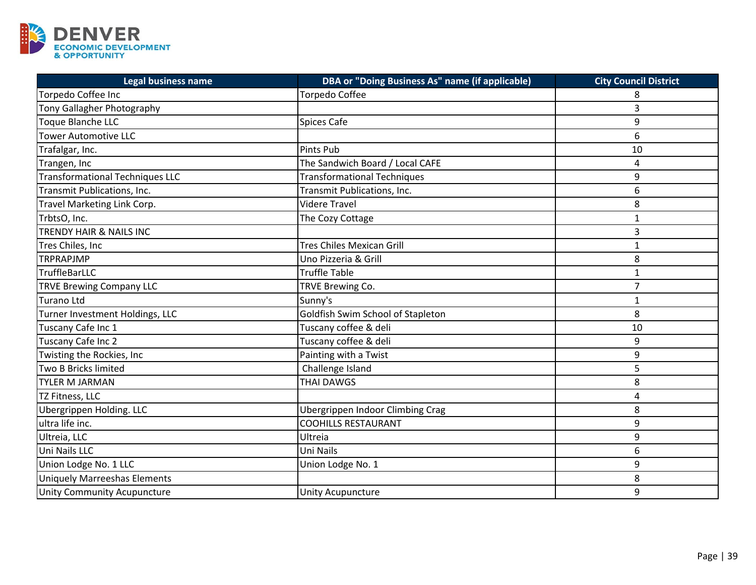| Legal business name | DBA or "Doing Business As" name (if applicable) | City Council District |
|---|---|---|
| Torpedo Coffee Inc | Torpedo Coffee | 8 |
| Tony Gallagher Photography | | 3 |
| Toque Blanche LLC | Spices Cafe | 9 |
| Tower Automotive LLC | | 6 |
| Trafalgar, Inc. | Pints Pub | 10 |
| Trangen, Inc | The Sandwich Board / Local CAFE | 4 |
| Transformational Techniques LLC | Transformational Techniques | 9 |
| Transmit Publications, Inc. | Transmit Publications, Inc. | 6 |
| Travel Marketing Link Corp. | Videre Travel | 8 |
| TrbtsO, Inc. | The Cozy Cottage | 1 |
| TRENDY HAIR & NAILS INC | | 3 |
| Tres Chiles, Inc | Tres Chiles Mexican Grill | 1 |
| TRPRAPJMP | Uno Pizzeria & Grill | 8 |
| TruffleBarLLC | Truffle Table | 1 |
| TRVE Brewing Company LLC | TRVE Brewing Co. | 7 |
| Turano Ltd | Sunny's | 1 |
| Turner Investment Holdings, LLC | Goldfish Swim School of Stapleton | 8 |
| Tuscany Cafe Inc 1 | Tuscany coffee & deli | 10 |
| Tuscany Cafe Inc 2 | Tuscany coffee & deli | 9 |
| Twisting the Rockies, Inc | Painting with a Twist | 9 |
| Two B Bricks limited | Challenge Island | 5 |
| TYLER M JARMAN | THAI DAWGS | 8 |
| TZ Fitness, LLC | | 4 |
| Ubergrippen Holding. LLC | Ubergrippen Indoor Climbing Crag | 8 |
| ultra life inc. | COOHILLS RESTAURANT | 9 |
| Ultreia, LLC | Ultreia | 9 |
| Uni Nails LLC | Uni Nails | 6 |
| Union Lodge No. 1 LLC | Union Lodge No. 1 | 9 |
| Uniquely Marreeshas Elements | | 8 |
| Unity Community Acupuncture | Unity Acupuncture | 9 |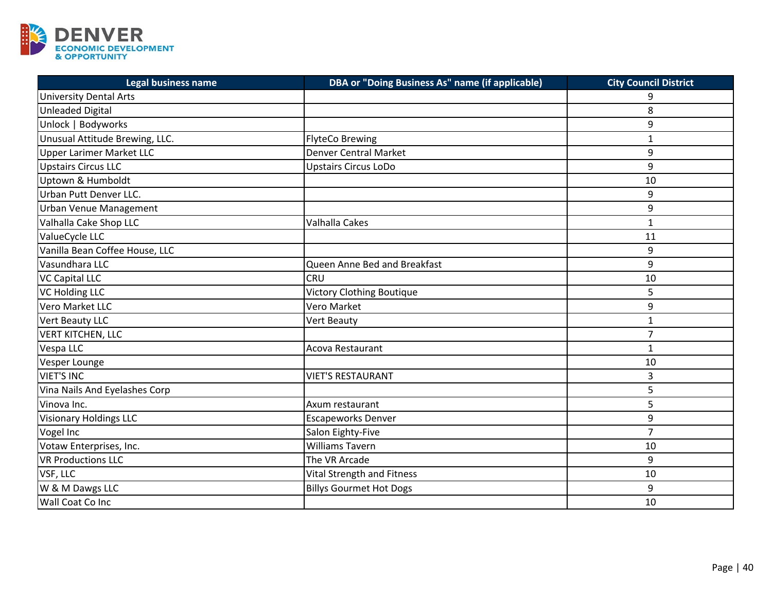| Legal business name | DBA or "Doing Business As" name (if applicable) | City Council District |
|---|---|---|
| University Dental Arts | | 9 |
| Unleaded Digital | | 8 |
| Unlock \| Bodyworks | | 9 |
| Unusual Attitude Brewing, LLC. | FlyteCo Brewing | 1 |
| Upper Larimer Market LLC | Denver Central Market | 9 |
| Upstairs Circus LLC | Upstairs Circus LoDo | 9 |
| Uptown & Humboldt | | 10 |
| Urban Putt Denver LLC. | | 9 |
| Urban Venue Management | | 9 |
| Valhalla Cake Shop LLC | Valhalla Cakes | 1 |
| ValueCycle LLC | | 11 |
| Vanilla Bean Coffee House, LLC | | 9 |
| Vasundhara LLC | Queen Anne Bed and Breakfast | 9 |
| VC Capital LLC | CRU | 10 |
| VC Holding LLC | Victory Clothing Boutique | 5 |
| Vero Market LLC | Vero Market | 9 |
| Vert Beauty LLC | Vert Beauty | 1 |
| VERT KITCHEN, LLC | | 7 |
| Vespa LLC | Acova Restaurant | 1 |
| Vesper Lounge | | 10 |
| VIET'S INC | VIET'S RESTAURANT | 3 |
| Vina Nails And Eyelashes Corp | | 5 |
| Vinova Inc. | Axum restaurant | 5 |
| Visionary Holdings LLC | Escapeworks Denver | 9 |
| Vogel Inc | Salon Eighty-Five | 7 |
| Votaw Enterprises, Inc. | Williams Tavern | 10 |
| VR Productions LLC | The VR Arcade | 9 |
| VSF, LLC | Vital Strength and Fitness | 10 |
| W & M Dawgs LLC | Billys Gourmet Hot Dogs | 9 |
| Wall Coat Co Inc | | 10 |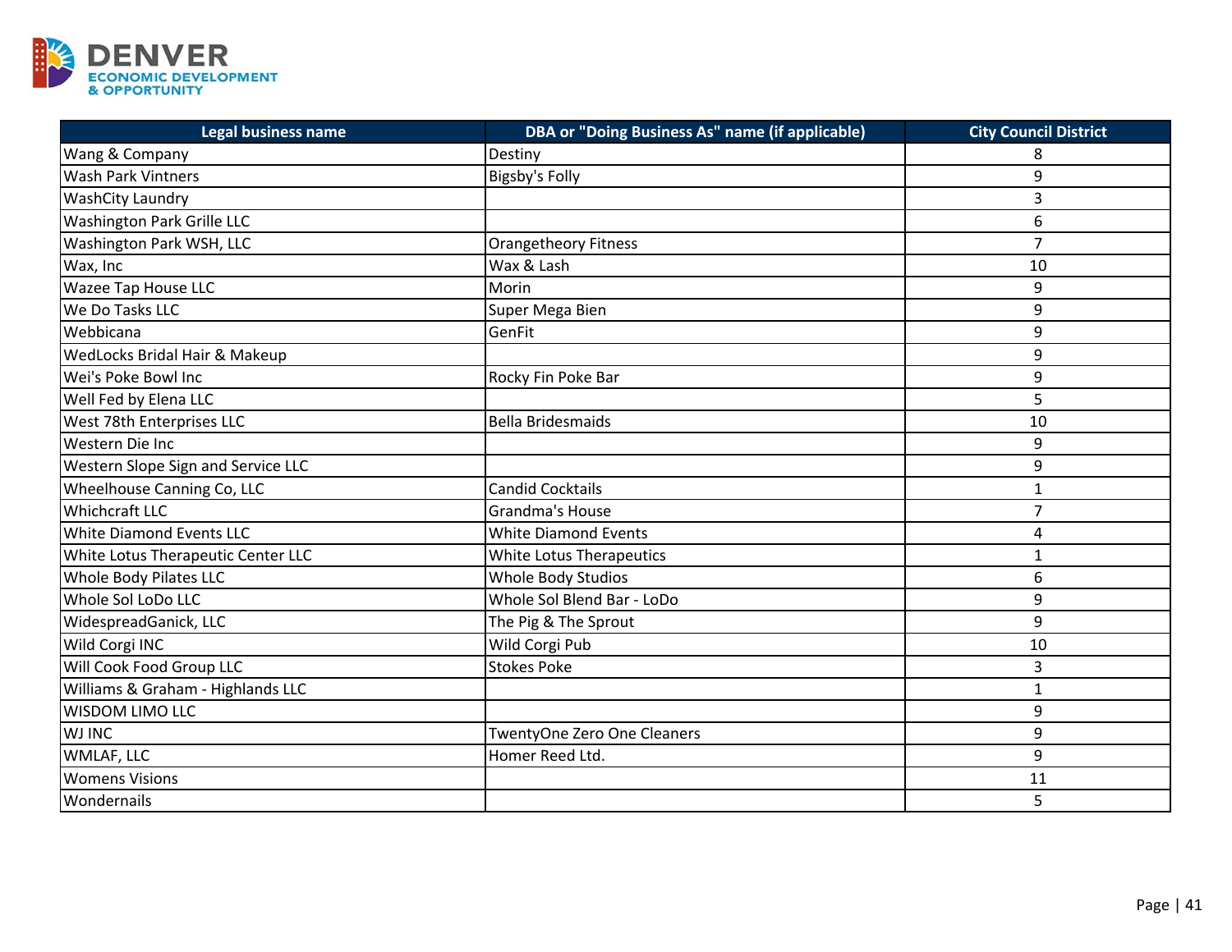| Legal business name | DBA or "Doing Business As" name (if applicable) | City Council District |
|---|---|---|
| Wang & Company | Destiny | 8 |
| Wash Park Vintners | Bigsby's Folly | 9 |
| WashCity Laundry | | 3 |
| Washington Park Grille LLC | | 6 |
| Washington Park WSH, LLC | Orangetheory Fitness | 7 |
| Wax, Inc | Wax & Lash | 10 |
| Wazee Tap House LLC | Morin | 9 |
| We Do Tasks LLC | Super Mega Bien | 9 |
| Webbicana | GenFit | 9 |
| WedLocks Bridal Hair & Makeup | | 9 |
| Wei's Poke Bowl Inc | Rocky Fin Poke Bar | 9 |
| Well Fed by Elena LLC | | 5 |
| West 78th Enterprises LLC | Bella Bridesmaids | 10 |
| Western Die Inc | | 9 |
| Western Slope Sign and Service LLC | | 9 |
| Wheelhouse Canning Co, LLC | Candid Cocktails | 1 |
| Whichcraft LLC | Grandma's House | 7 |
| White Diamond Events LLC | White Diamond Events | 4 |
| White Lotus Therapeutic Center LLC | White Lotus Therapeutics | 1 |
| Whole Body Pilates LLC | Whole Body Studios | 6 |
| Whole Sol LoDo LLC | Whole Sol Blend Bar - LoDo | 9 |
| WidespreadGanick, LLC | The Pig & The Sprout | 9 |
| Wild Corgi INC | Wild Corgi Pub | 10 |
| Will Cook Food Group LLC | Stokes Poke | 3 |
| Williams & Graham - Highlands LLC | | 1 |
| WISDOM LIMO LLC | | 9 |
| WJ INC | TwentyOne Zero One Cleaners | 9 |
| WMLAF, LLC | Homer Reed Ltd. | 9 |
| Womens Visions | | 11 |
| Wondernails | | 5 |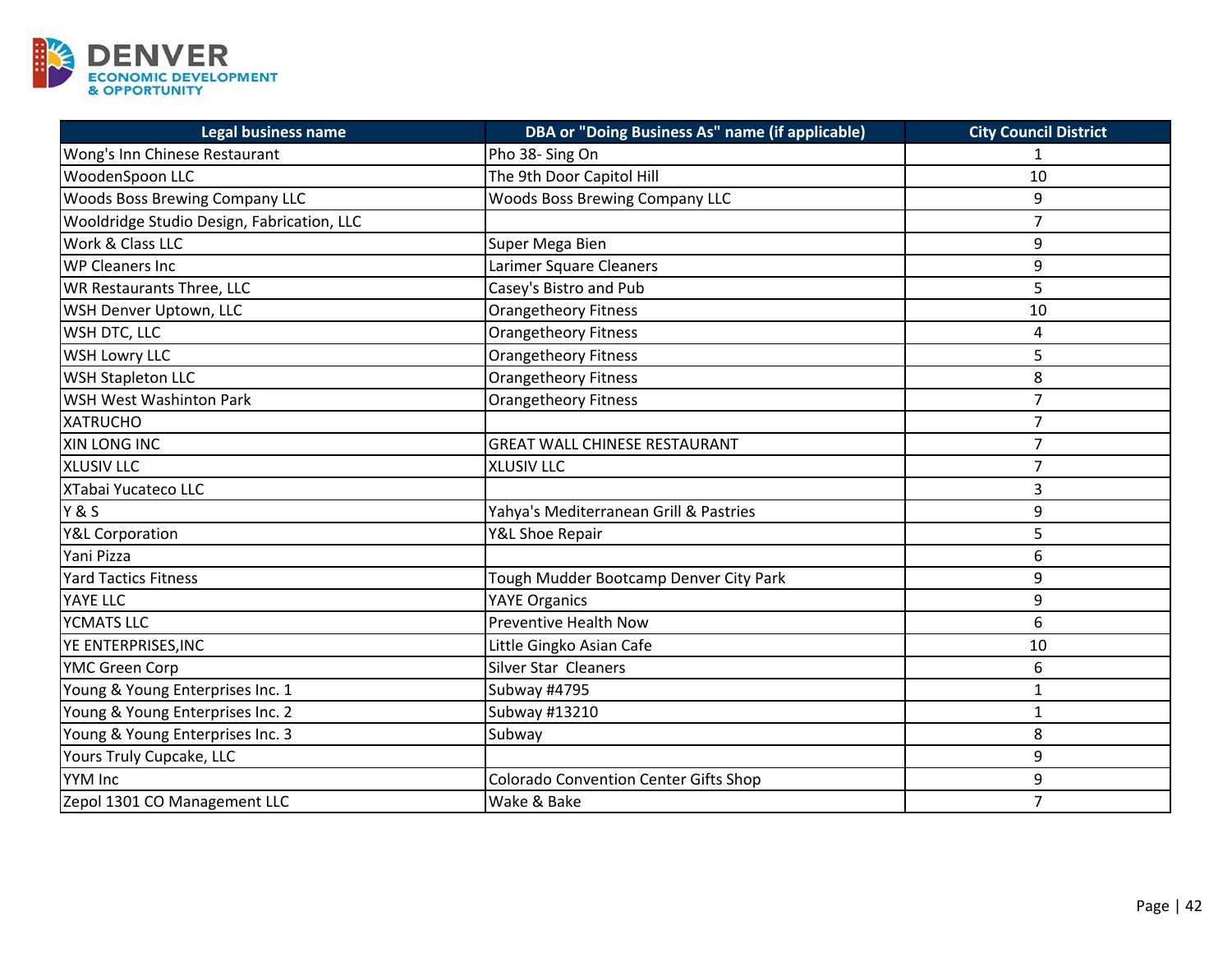| Legal business name | DBA or "Doing Business As" name (if applicable) | City Council District |
|---|---|---|
| Wong's Inn Chinese Restaurant | Pho 38- Sing On | 1 |
| WoodenSpoon LLC | The 9th Door Capitol Hill | 10 |
| Woods Boss Brewing Company LLC | Woods Boss Brewing Company LLC | 9 |
| Wooldridge Studio Design, Fabrication, LLC | | 7 |
| Work & Class LLC | Super Mega Bien | 9 |
| WP Cleaners Inc | Larimer Square Cleaners | 9 |
| WR Restaurants Three, LLC | Casey's Bistro and Pub | 5 |
| WSH Denver Uptown, LLC | Orangetheory Fitness | 10 |
| WSH DTC, LLC | Orangetheory Fitness | 4 |
| WSH Lowry LLC | Orangetheory Fitness | 5 |
| WSH Stapleton LLC | Orangetheory Fitness | 8 |
| WSH West Washinton Park | Orangetheory Fitness | 7 |
| XATRUCHO | | 7 |
| XIN LONG INC | GREAT WALL CHINESE RESTAURANT | 7 |
| XLUSIV LLC | XLUSIV LLC | 7 |
| XTabai Yucateco LLC | | 3 |
| Y & S | Yahya's Mediterranean Grill & Pastries | 9 |
| Y&L Corporation | Y&L Shoe Repair | 5 |
| Yani Pizza | | 6 |
| Yard Tactics Fitness | Tough Mudder Bootcamp Denver City Park | 9 |
| YAYE LLC | YAYE Organics | 9 |
| YCMATS LLC | Preventive Health Now | 6 |
| YE ENTERPRISES,INC | Little Gingko Asian Cafe | 10 |
| YMC Green Corp | Silver Star Cleaners | 6 |
| Young & Young Enterprises Inc. 1 | Subway #4795 | 1 |
| Young & Young Enterprises Inc. 2 | Subway #13210 | 1 |
| Young & Young Enterprises Inc. 3 | Subway | 8 |
| Yours Truly Cupcake, LLC | | 9 |
| YYM Inc | Colorado Convention Center Gifts Shop | 9 |
| Zepol 1301 CO Management LLC | Wake & Bake | 7 |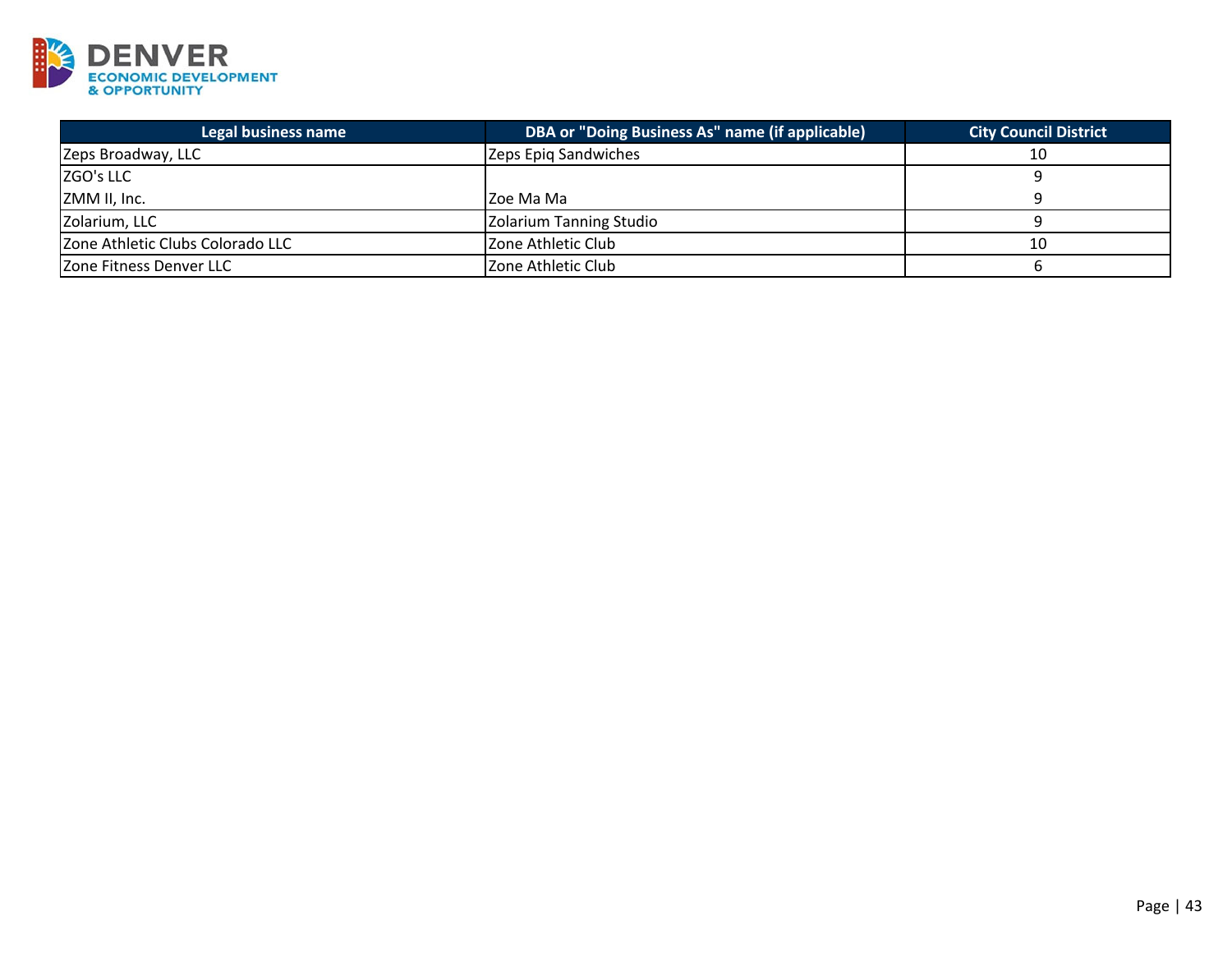| Legal business name | DBA or "Doing Business As" name (if applicable) | City Council District |
|---|---|---|
| Zeps Broadway, LLC | Zeps Epiq Sandwiches | 10 |
| ZGO's LLC | | 9 |
| ZMM II, Inc. | Zoe Ma Ma | 9 |
| Zolarium, LLC | Zolarium Tanning Studio | 9 |
| Zone Athletic Clubs Colorado LLC | Zone Athletic Club | 10 |
| Zone Fitness Denver LLC | Zone Athletic Club | 6 |